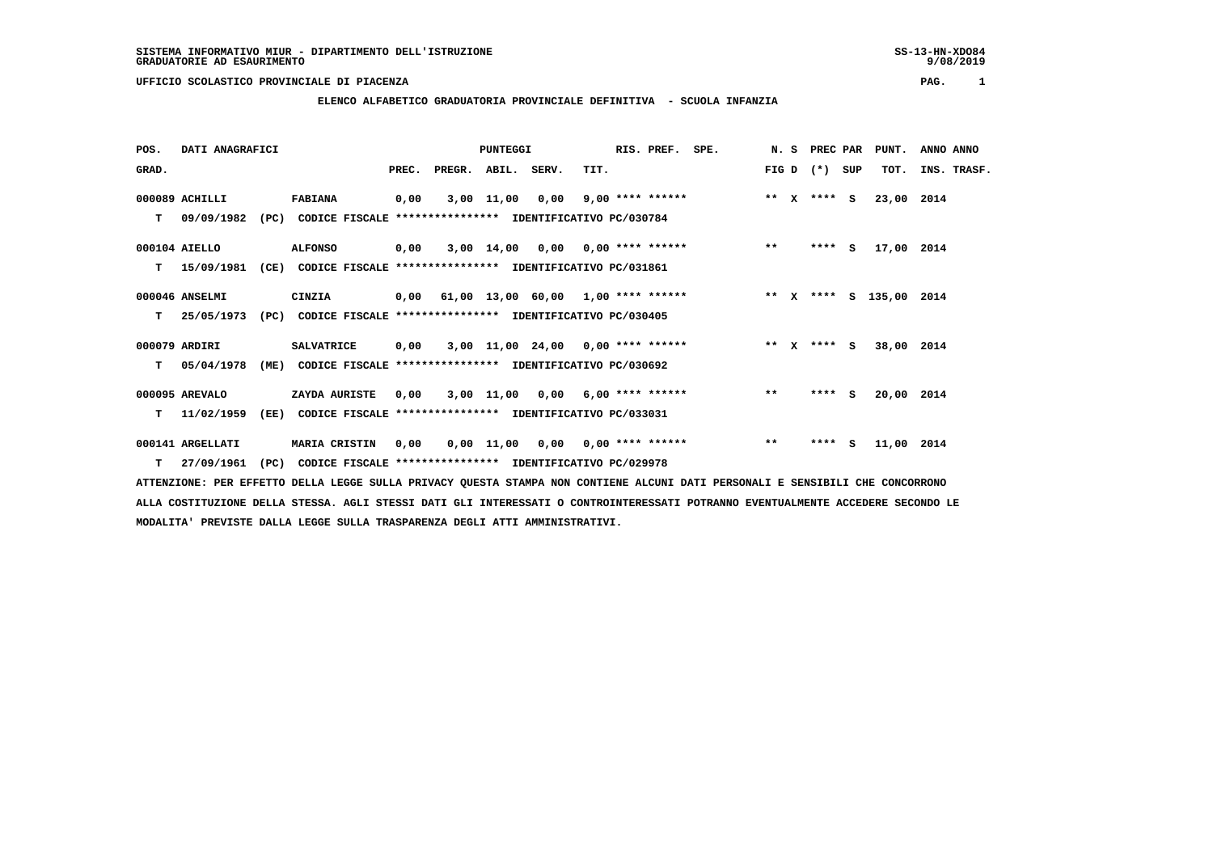SISTEMA INFORMATIVO MIUR - DIPARTIMENTO DELL'ISTRUZIONE
GRADUATORIE AD ESAURIMENTO

UFFICIO SCOLASTICO PROVINCIALE DI PIACENZA

## ELENCO ALFABETICO GRADUATORIA PROVINCIALE DEFINITIVA - SCUOLA INFANZIA

| POS. GRAD. | DATI ANAGRAFICI | | PREC. | PREGR. | ABIL. | SERV. | TIT. | RIS. PREF. | SPE. | N. S FIG D | PREC (*) | PAR SUP | PUNT. TOT. | ANNO INS. | ANNO TRASF. |
|---|---|---|---|---|---|---|---|---|---|---|---|---|---|---|---|
| 000089 | ACHILLI | FABIANA | 0,00 | 3,00 | 11,00 | 0,00 | 9,00 | **** ****** | | ** X | **** | S | 23,00 | 2014 | |
| T | 09/09/1982 (PC) | CODICE FISCALE **************** IDENTIFICATIVO PC/030784 | | | | | | | | | | | | | |
| 000104 | AIELLO | ALFONSO | 0,00 | 3,00 | 14,00 | 0,00 | 0,00 | **** ****** | | ** | **** | S | 17,00 | 2014 | |
| T | 15/09/1981 (CE) | CODICE FISCALE **************** IDENTIFICATIVO PC/031861 | | | | | | | | | | | | | |
| 000046 | ANSELMI | CINZIA | 0,00 | 61,00 | 13,00 | 60,00 | 1,00 | **** ****** | | ** X | **** | S | 135,00 | 2014 | |
| T | 25/05/1973 (PC) | CODICE FISCALE **************** IDENTIFICATIVO PC/030405 | | | | | | | | | | | | | |
| 000079 | ARDIRI | SALVATRICE | 0,00 | 3,00 | 11,00 | 24,00 | 0,00 | **** ****** | | ** X | **** | S | 38,00 | 2014 | |
| T | 05/04/1978 (ME) | CODICE FISCALE **************** IDENTIFICATIVO PC/030692 | | | | | | | | | | | | | |
| 000095 | AREVALO | ZAYDA AURISTE | 0,00 | 3,00 | 11,00 | 0,00 | 6,00 | **** ****** | | ** | **** | S | 20,00 | 2014 | |
| T | 11/02/1959 (EE) | CODICE FISCALE **************** IDENTIFICATIVO PC/033031 | | | | | | | | | | | | | |
| 000141 | ARGELLATI | MARIA CRISTIN | 0,00 | 0,00 | 11,00 | 0,00 | 0,00 | **** ****** | | ** | **** | S | 11,00 | 2014 | |
| T | 27/09/1961 (PC) | CODICE FISCALE **************** IDENTIFICATIVO PC/029978 | | | | | | | | | | | | | |

ATTENZIONE: PER EFFETTO DELLA LEGGE SULLA PRIVACY QUESTA STAMPA NON CONTIENE ALCUNI DATI PERSONALI E SENSIBILI CHE CONCORRONO ALLA COSTITUZIONE DELLA STESSA. AGLI STESSI DATI GLI INTERESSATI O CONTROINTERESSATI POTRANNO EVENTUALMENTE ACCEDERE SECONDO LE MODALITA' PREVISTE DALLA LEGGE SULLA TRASPARENZA DEGLI ATTI AMMINISTRATIVI.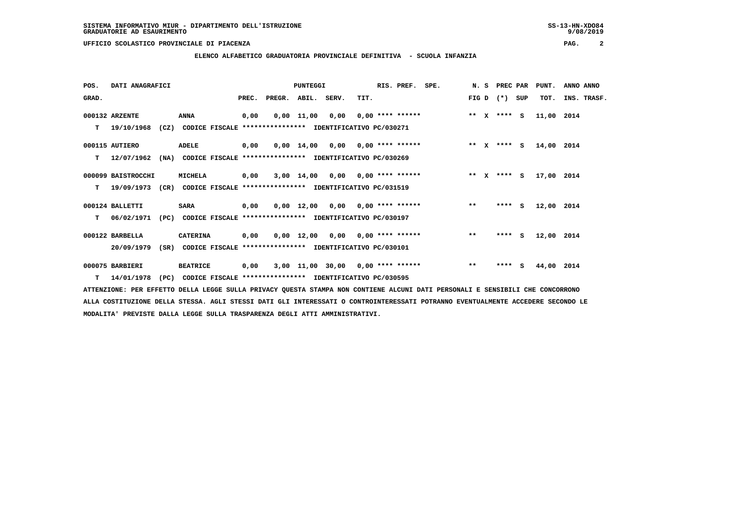SISTEMA INFORMATIVO MIUR - DIPARTIMENTO DELL'ISTRUZIONE
GRADUATORIE AD ESAURIMENTO

UFFICIO SCOLASTICO PROVINCIALE DI PIACENZA

## ELENCO ALFABETICO GRADUATORIA PROVINCIALE DEFINITIVA - SCUOLA INFANZIA

| POS. GRAD. | DATI ANAGRAFICI | | PREC. | PREGR. | ABIL. | SERV. | TIT. | RIS. PREF. | SPE. | N. S FIG D | PREC PAR (*) SUP | PUNT. TOT. | ANNO INS. | ANNO TRASF. |
|---|---|---|---|---|---|---|---|---|---|---|---|---|---|---|
| 000132 | ARZENTE | ANNA | 0,00 | 0,00 | 11,00 | 0,00 | 0,00 | **** ****** | | ** X | **** S | 11,00 | 2014 | |
| T | 19/10/1968 (CZ) | CODICE FISCALE **************** IDENTIFICATIVO PC/030271 | | | | | | | | | | | | |
| 000115 | AUTIERO | ADELE | 0,00 | 0,00 | 14,00 | 0,00 | 0,00 | **** ****** | | ** X | **** S | 14,00 | 2014 | |
| T | 12/07/1962 (NA) | CODICE FISCALE **************** IDENTIFICATIVO PC/030269 | | | | | | | | | | | | |
| 000099 | BAISTROCCHI | MICHELA | 0,00 | 3,00 | 14,00 | 0,00 | 0,00 | **** ****** | | ** X | **** S | 17,00 | 2014 | |
| T | 19/09/1973 (CR) | CODICE FISCALE **************** IDENTIFICATIVO PC/031519 | | | | | | | | | | | | |
| 000124 | BALLETTI | SARA | 0,00 | 0,00 | 12,00 | 0,00 | 0,00 | **** ****** | | ** | **** S | 12,00 | 2014 | |
| T | 06/02/1971 (PC) | CODICE FISCALE **************** IDENTIFICATIVO PC/030197 | | | | | | | | | | | | |
| 000122 | BARBELLA | CATERINA | 0,00 | 0,00 | 12,00 | 0,00 | 0,00 | **** ****** | | ** | **** S | 12,00 | 2014 | |
| | 20/09/1979 (SR) | CODICE FISCALE **************** IDENTIFICATIVO PC/030101 | | | | | | | | | | | | |
| 000075 | BARBIERI | BEATRICE | 0,00 | 3,00 | 11,00 | 30,00 | 0,00 | **** ****** | | ** | **** S | 44,00 | 2014 | |
| T | 14/01/1978 (PC) | CODICE FISCALE **************** IDENTIFICATIVO PC/030595 | | | | | | | | | | | | |

ATTENZIONE: PER EFFETTO DELLA LEGGE SULLA PRIVACY QUESTA STAMPA NON CONTIENE ALCUNI DATI PERSONALI E SENSIBILI CHE CONCORRONO ALLA COSTITUZIONE DELLA STESSA. AGLI STESSI DATI GLI INTERESSATI O CONTROINTERESSATI POTRANNO EVENTUALMENTE ACCEDERE SECONDO LE MODALITA' PREVISTE DALLA LEGGE SULLA TRASPARENZA DEGLI ATTI AMMINISTRATIVI.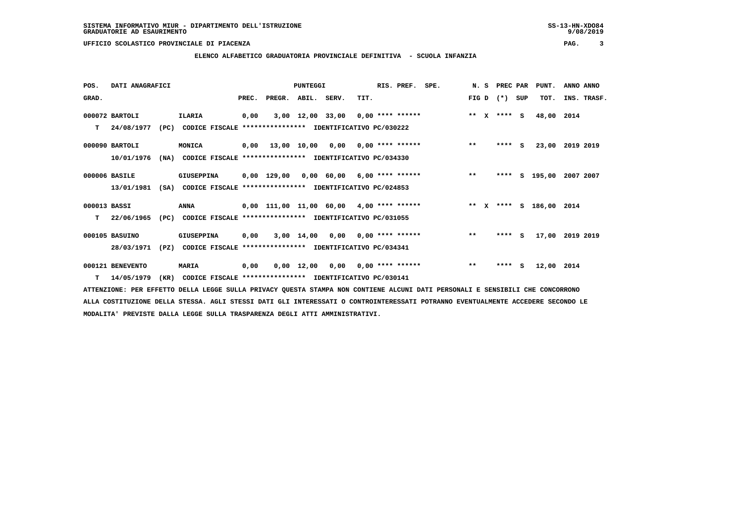SISTEMA INFORMATIVO MIUR - DIPARTIMENTO DELL'ISTRUZIONE
GRADUATORIE AD ESAURIMENTO

UFFICIO SCOLASTICO PROVINCIALE DI PIACENZA

## ELENCO ALFABETICO GRADUATORIA PROVINCIALE DEFINITIVA - SCUOLA INFANZIA

| POS. GRAD. | DATI ANAGRAFICI | | PREC. | PREGR. | ABIL. | SERV. | TIT. | RIS. PREF. | SPE. | N. S FIG D | PREC PAR (*) | SUP | PUNT. TOT. | ANNO INS. | ANNO TRASF. |
|---|---|---|---|---|---|---|---|---|---|---|---|---|---|---|---|
| 000072 | BARTOLI | ILARIA | 0,00 | 3,00 | 12,00 | 33,00 | 0,00 | **** ****** | | ** X | **** | S | 48,00 | 2014 | |
| T | 24/08/1977 (PC) | CODICE FISCALE **************** IDENTIFICATIVO PC/030222 | | | | | | | | | | | | | |
| 000090 | BARTOLI | MONICA | 0,00 | 13,00 | 10,00 | 0,00 | 0,00 | **** ****** | | ** | **** | S | 23,00 | 2019 | 2019 |
| | 10/01/1976 (NA) | CODICE FISCALE **************** IDENTIFICATIVO PC/034330 | | | | | | | | | | | | | |
| 000006 | BASILE | GIUSEPPINA | 0,00 | 129,00 | 0,00 | 60,00 | 6,00 | **** ****** | | ** | **** | S | 195,00 | 2007 | 2007 |
| | 13/01/1981 (SA) | CODICE FISCALE **************** IDENTIFICATIVO PC/024853 | | | | | | | | | | | | | |
| 000013 | BASSI | ANNA | 0,00 | 111,00 | 11,00 | 60,00 | 4,00 | **** ****** | | ** X | **** | S | 186,00 | 2014 | |
| T | 22/06/1965 (PC) | CODICE FISCALE **************** IDENTIFICATIVO PC/031055 | | | | | | | | | | | | | |
| 000105 | BASUINO | GIUSEPPINA | 0,00 | 3,00 | 14,00 | 0,00 | 0,00 | **** ****** | | ** | **** | S | 17,00 | 2019 | 2019 |
| | 28/03/1971 (PZ) | CODICE FISCALE **************** IDENTIFICATIVO PC/034341 | | | | | | | | | | | | | |
| 000121 | BENEVENTO | MARIA | 0,00 | 0,00 | 12,00 | 0,00 | 0,00 | **** ****** | | ** | **** | S | 12,00 | 2014 | |
| T | 14/05/1979 (KR) | CODICE FISCALE **************** IDENTIFICATIVO PC/030141 | | | | | | | | | | | | | |

ATTENZIONE: PER EFFETTO DELLA LEGGE SULLA PRIVACY QUESTA STAMPA NON CONTIENE ALCUNI DATI PERSONALI E SENSIBILI CHE CONCORRONO ALLA COSTITUZIONE DELLA STESSA. AGLI STESSI DATI GLI INTERESSATI O CONTROINTERESSATI POTRANNO EVENTUALMENTE ACCEDERE SECONDO LE MODALITA' PREVISTE DALLA LEGGE SULLA TRASPARENZA DEGLI ATTI AMMINISTRATIVI.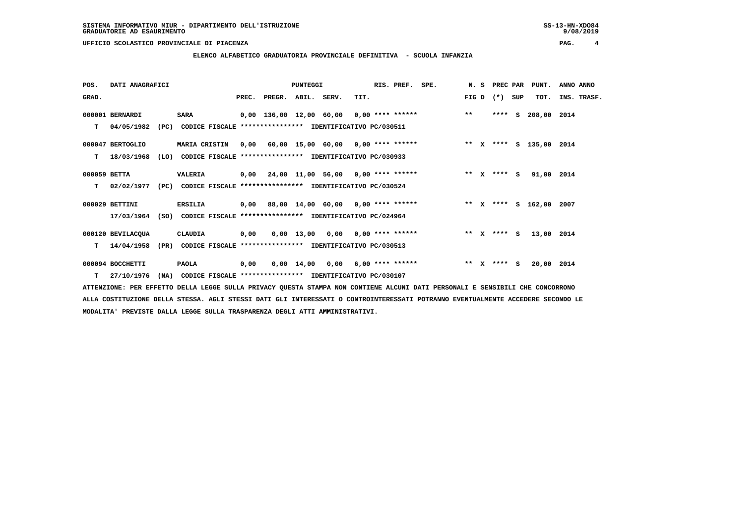SISTEMA INFORMATIVO MIUR - DIPARTIMENTO DELL'ISTRUZIONE
GRADUATORIE AD ESAURIMENTO

UFFICIO SCOLASTICO PROVINCIALE DI PIACENZA

## ELENCO ALFABETICO GRADUATORIA PROVINCIALE DEFINITIVA - SCUOLA INFANZIA

| POS. GRAD. | DATI ANAGRAFICI | | PREC. | PREGR. | ABIL. | SERV. | TIT. | RIS. PREF. | SPE. | N. FIG | S D | PREC (*) | PAR SUP | PUNT. TOT. | ANNO INS. | ANNO TRASF. |
|---|---|---|---|---|---|---|---|---|---|---|---|---|---|---|---|---|
| 000001 | BERNARDI | SARA | 0,00 | 136,00 | 12,00 | 60,00 | 0,00 | **** ****** | | ** | | **** | S | 208,00 | 2014 | |
| T | 04/05/1982 (PC) | CODICE FISCALE **************** IDENTIFICATIVO PC/030511 | | | | | | | | | | | | | | |
| 000047 | BERTOGLIO | MARIA CRISTIN | 0,00 | 60,00 | 15,00 | 60,00 | 0,00 | **** ****** | | ** | X | **** | S | 135,00 | 2014 | |
| T | 18/03/1968 (LO) | CODICE FISCALE **************** IDENTIFICATIVO PC/030933 | | | | | | | | | | | | | | |
| 000059 | BETTA | VALERIA | 0,00 | 24,00 | 11,00 | 56,00 | 0,00 | **** ****** | | ** | X | **** | S | 91,00 | 2014 | |
| T | 02/02/1977 (PC) | CODICE FISCALE **************** IDENTIFICATIVO PC/030524 | | | | | | | | | | | | | | |
| 000029 | BETTINI | ERSILIA | 0,00 | 88,00 | 14,00 | 60,00 | 0,00 | **** ****** | | ** | X | **** | S | 162,00 | 2007 | |
| | 17/03/1964 (SO) | CODICE FISCALE **************** IDENTIFICATIVO PC/024964 | | | | | | | | | | | | | | |
| 000120 | BEVILACQUA | CLAUDIA | 0,00 | 0,00 | 13,00 | 0,00 | 0,00 | **** ****** | | ** | X | **** | S | 13,00 | 2014 | |
| T | 14/04/1958 (PR) | CODICE FISCALE **************** IDENTIFICATIVO PC/030513 | | | | | | | | | | | | | | |
| 000094 | BOCCHETTI | PAOLA | 0,00 | 0,00 | 14,00 | 0,00 | 6,00 | **** ****** | | ** | X | **** | S | 20,00 | 2014 | |
| T | 27/10/1976 (NA) | CODICE FISCALE **************** IDENTIFICATIVO PC/030107 | | | | | | | | | | | | | | |

ATTENZIONE: PER EFFETTO DELLA LEGGE SULLA PRIVACY QUESTA STAMPA NON CONTIENE ALCUNI DATI PERSONALI E SENSIBILI CHE CONCORRONO ALLA COSTITUZIONE DELLA STESSA. AGLI STESSI DATI GLI INTERESSATI O CONTROINTERESSATI POTRANNO EVENTUALMENTE ACCEDERE SECONDO LE MODALITA' PREVISTE DALLA LEGGE SULLA TRASPARENZA DEGLI ATTI AMMINISTRATIVI.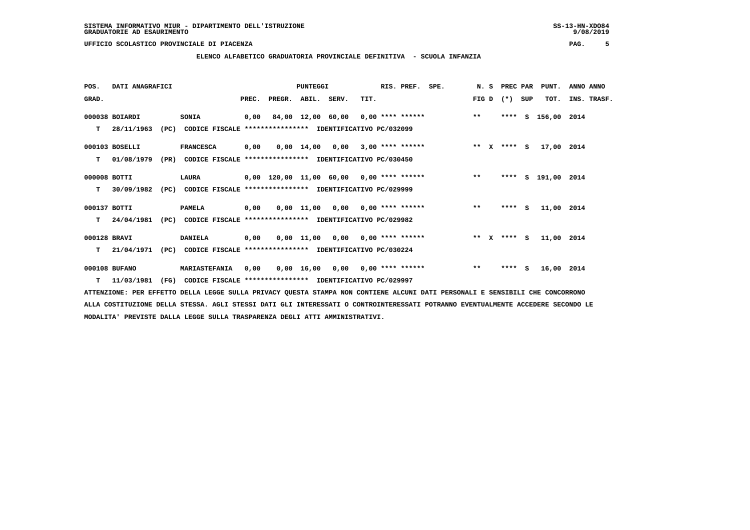SISTEMA INFORMATIVO MIUR - DIPARTIMENTO DELL'ISTRUZIONE
GRADUATORIE AD ESAURIMENTO

UFFICIO SCOLASTICO PROVINCIALE DI PIACENZA

## ELENCO ALFABETICO GRADUATORIA PROVINCIALE DEFINITIVA - SCUOLA INFANZIA

| POS. GRAD. | DATI ANAGRAFICI | | PUNTEGGI PREC. | PREGR. | ABIL. | SERV. | TIT. | RIS. PREF. | SPE. | N. S FIG D | PREC PAR (*) | SUP | PUNT. TOT. | ANNO ANNO INS. TRASF. |
|---|---|---|---|---|---|---|---|---|---|---|---|---|---|---|
| 000038 | BOIARDI | SONIA | 0,00 | 84,00 | 12,00 | 60,00 | 0,00 | **** ****** | | ** | **** | S | 156,00 | 2014 |
| T | 28/11/1963 (PC) | CODICE FISCALE **************** IDENTIFICATIVO PC/032099 | | | | | | | | | | | | |
| 000103 | BOSELLI | FRANCESCA | 0,00 | 0,00 | 14,00 | 0,00 | 3,00 | **** ****** | | ** X | **** | S | 17,00 | 2014 |
| T | 01/08/1979 (PR) | CODICE FISCALE **************** IDENTIFICATIVO PC/030450 | | | | | | | | | | | | |
| 000008 | BOTTI | LAURA | 0,00 | 120,00 | 11,00 | 60,00 | 0,00 | **** ****** | | ** | **** | S | 191,00 | 2014 |
| T | 30/09/1982 (PC) | CODICE FISCALE **************** IDENTIFICATIVO PC/029999 | | | | | | | | | | | | |
| 000137 | BOTTI | PAMELA | 0,00 | 0,00 | 11,00 | 0,00 | 0,00 | **** ****** | | ** | **** | S | 11,00 | 2014 |
| T | 24/04/1981 (PC) | CODICE FISCALE **************** IDENTIFICATIVO PC/029982 | | | | | | | | | | | | |
| 000128 | BRAVI | DANIELA | 0,00 | 0,00 | 11,00 | 0,00 | 0,00 | **** ****** | | ** X | **** | S | 11,00 | 2014 |
| T | 21/04/1971 (PC) | CODICE FISCALE **************** IDENTIFICATIVO PC/030224 | | | | | | | | | | | | |
| 000108 | BUFANO | MARIASTEFANIA | 0,00 | 0,00 | 16,00 | 0,00 | 0,00 | **** ****** | | ** | **** | S | 16,00 | 2014 |
| T | 11/03/1981 (FG) | CODICE FISCALE **************** IDENTIFICATIVO PC/029997 | | | | | | | | | | | | |

ATTENZIONE: PER EFFETTO DELLA LEGGE SULLA PRIVACY QUESTA STAMPA NON CONTIENE ALCUNI DATI PERSONALI E SENSIBILI CHE CONCORRONO ALLA COSTITUZIONE DELLA STESSA. AGLI STESSI DATI GLI INTERESSATI O CONTROINTERESSATI POTRANNO EVENTUALMENTE ACCEDERE SECONDO LE MODALITA' PREVISTE DALLA LEGGE SULLA TRASPARENZA DEGLI ATTI AMMINISTRATIVI.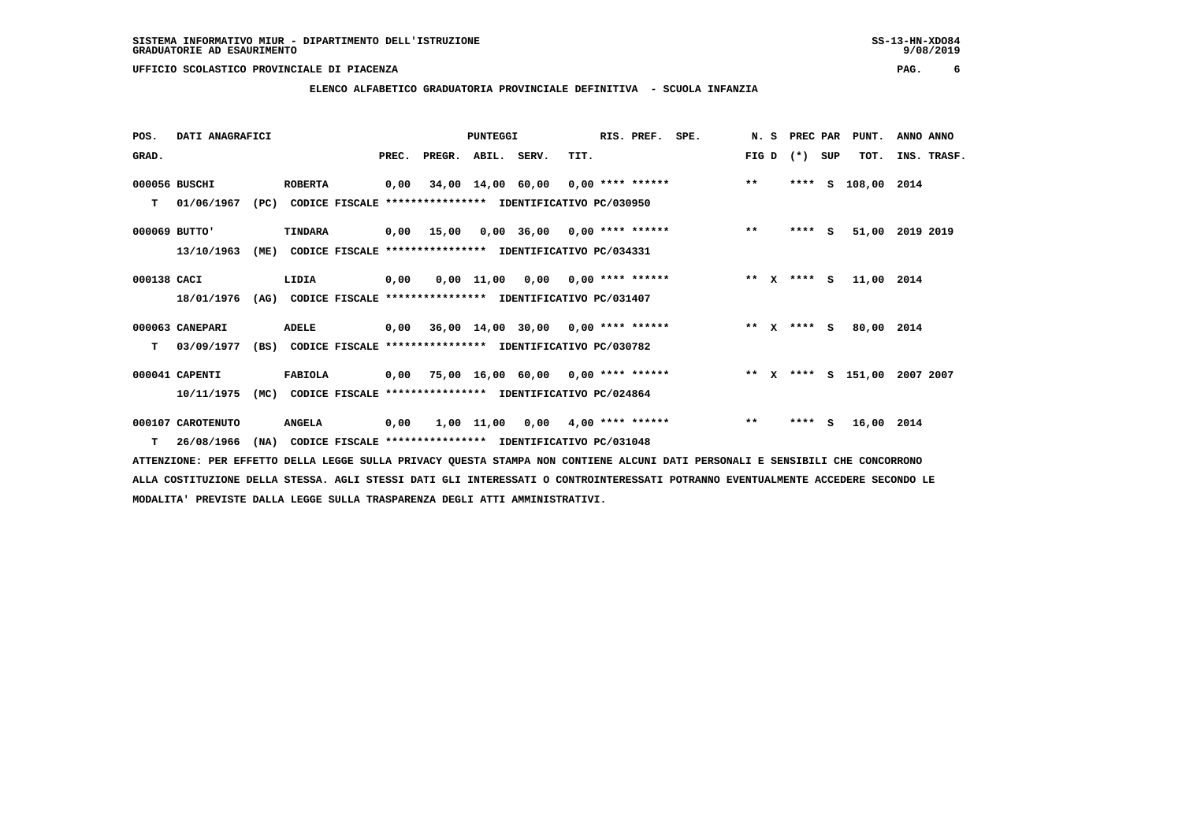SISTEMA INFORMATIVO MIUR - DIPARTIMENTO DELL'ISTRUZIONE
GRADUATORIE AD ESAURIMENTO

UFFICIO SCOLASTICO PROVINCIALE DI PIACENZA

## ELENCO ALFABETICO GRADUATORIA PROVINCIALE DEFINITIVA - SCUOLA INFANZIA

| POS. GRAD. | DATI ANAGRAFICI | | PREC. | PREGR. | ABIL. | SERV. | TIT. | RIS. PREF. | SPE. | N. S FIG D | PREC PAR (*) SUP | PUNT. TOT. | ANNO ANNO INS. TRASF. |
|---|---|---|---|---|---|---|---|---|---|---|---|---|---|
| 000056 | BUSCHI | ROBERTA | 0,00 | 34,00 | 14,00 | 60,00 | 0,00 | **** ****** | | ** | **** S | 108,00 | 2014 |
| T | 01/06/1967 (PC) | CODICE FISCALE **************** IDENTIFICATIVO PC/030950 | | | | | | | | | | | |
| 000069 | BUTTO' | TINDARA | 0,00 | 15,00 | 0,00 | 36,00 | 0,00 | **** ****** | | ** | **** S | 51,00 | 2019 2019 |
| | 13/10/1963 (ME) | CODICE FISCALE **************** IDENTIFICATIVO PC/034331 | | | | | | | | | | | |
| 000138 | CACI | LIDIA | 0,00 | 0,00 | 11,00 | 0,00 | 0,00 | **** ****** | | ** X | **** S | 11,00 | 2014 |
| | 18/01/1976 (AG) | CODICE FISCALE **************** IDENTIFICATIVO PC/031407 | | | | | | | | | | | |
| 000063 | CANEPARI | ADELE | 0,00 | 36,00 | 14,00 | 30,00 | 0,00 | **** ****** | | ** X | **** S | 80,00 | 2014 |
| T | 03/09/1977 (BS) | CODICE FISCALE **************** IDENTIFICATIVO PC/030782 | | | | | | | | | | | |
| 000041 | CAPENTI | FABIOLA | 0,00 | 75,00 | 16,00 | 60,00 | 0,00 | **** ****** | | ** X | **** S | 151,00 | 2007 2007 |
| | 10/11/1975 (MC) | CODICE FISCALE **************** IDENTIFICATIVO PC/024864 | | | | | | | | | | | |
| 000107 | CAROTENUTO | ANGELA | 0,00 | 1,00 | 11,00 | 0,00 | 4,00 | **** ****** | | ** | **** S | 16,00 | 2014 |
| T | 26/08/1966 (NA) | CODICE FISCALE **************** IDENTIFICATIVO PC/031048 | | | | | | | | | | | |

ATTENZIONE: PER EFFETTO DELLA LEGGE SULLA PRIVACY QUESTA STAMPA NON CONTIENE ALCUNI DATI PERSONALI E SENSIBILI CHE CONCORRONO ALLA COSTITUZIONE DELLA STESSA. AGLI STESSI DATI GLI INTERESSATI O CONTROINTERESSATI POTRANNO EVENTUALMENTE ACCEDERE SECONDO LE MODALITA' PREVISTE DALLA LEGGE SULLA TRASPARENZA DEGLI ATTI AMMINISTRATIVI.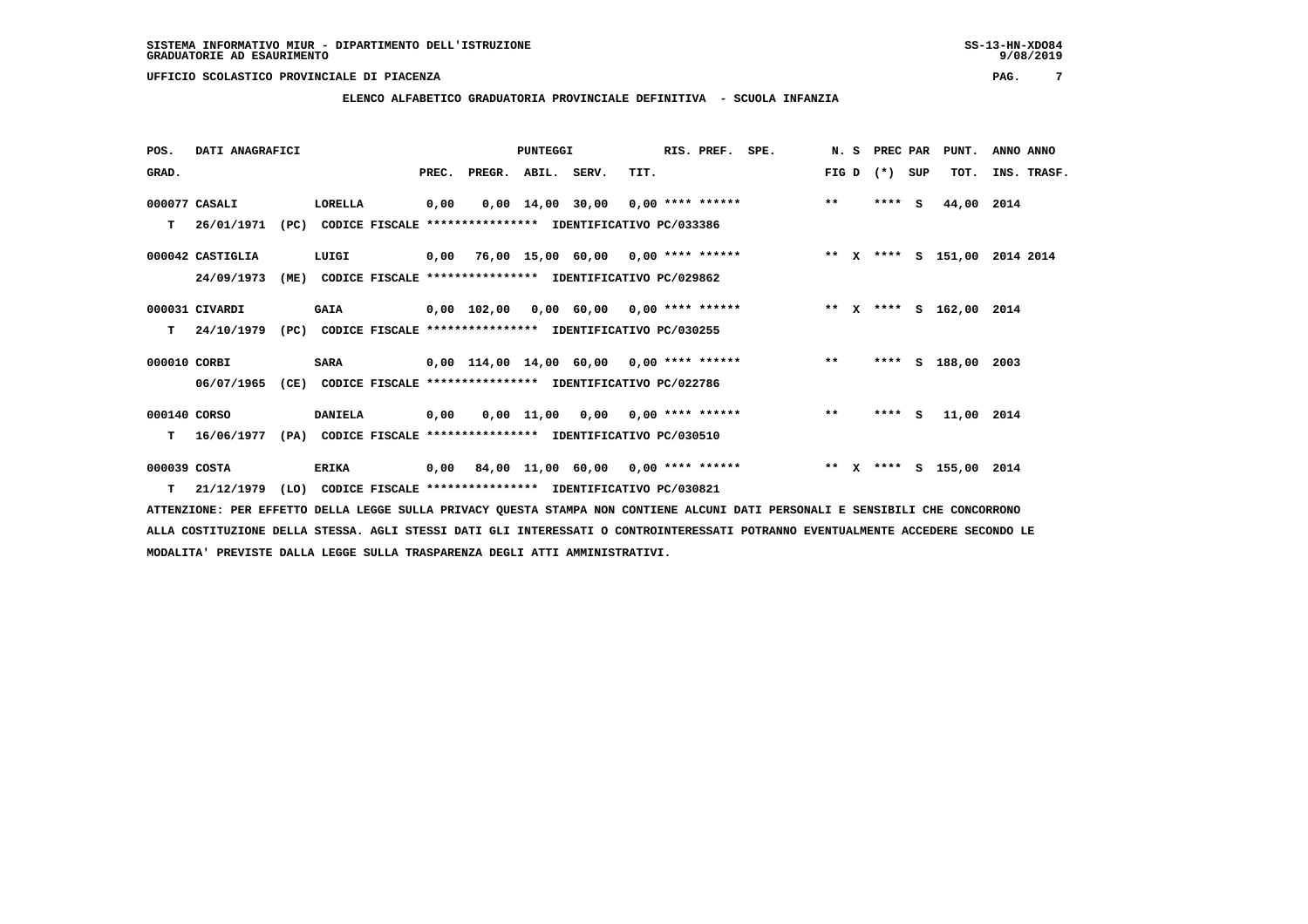SISTEMA INFORMATIVO MIUR - DIPARTIMENTO DELL'ISTRUZIONE
GRADUATORIE AD ESAURIMENTO

UFFICIO SCOLASTICO PROVINCIALE DI PIACENZA

## ELENCO ALFABETICO GRADUATORIA PROVINCIALE DEFINITIVA - SCUOLA INFANZIA

| POS. GRAD. | DATI ANAGRAFICI | | PREC. | PREGR. | ABIL. | SERV. | TIT. | RIS. PREF. | SPE. | N. S FIG D | PREC PAR (*) | SUP | PUNT. TOT. | ANNO INS. | ANNO TRASF. |
|---|---|---|---|---|---|---|---|---|---|---|---|---|---|---|---|
| 000077 | CASALI | LORELLA | 0,00 | 0,00 | 14,00 | 30,00 | 0,00 | **** ****** | | ** | **** | S | 44,00 | 2014 | |
| T | 26/01/1971 (PC) | CODICE FISCALE **************** IDENTIFICATIVO PC/033386 | | | | | | | | | | | | | |
| 000042 | CASTIGLIA | LUIGI | 0,00 | 76,00 | 15,00 | 60,00 | 0,00 | **** ****** | | ** X | **** | S | 151,00 | 2014 | 2014 |
| | 24/09/1973 (ME) | CODICE FISCALE **************** IDENTIFICATIVO PC/029862 | | | | | | | | | | | | | |
| 000031 | CIVARDI | GAIA | 0,00 | 102,00 | 0,00 | 60,00 | 0,00 | **** ****** | | ** X | **** | S | 162,00 | 2014 | |
| T | 24/10/1979 (PC) | CODICE FISCALE **************** IDENTIFICATIVO PC/030255 | | | | | | | | | | | | | |
| 000010 | CORBI | SARA | 0,00 | 114,00 | 14,00 | 60,00 | 0,00 | **** ****** | | ** | **** | S | 188,00 | 2003 | |
| | 06/07/1965 (CE) | CODICE FISCALE **************** IDENTIFICATIVO PC/022786 | | | | | | | | | | | | | |
| 000140 | CORSO | DANIELA | 0,00 | 0,00 | 11,00 | 0,00 | 0,00 | **** ****** | | ** | **** | S | 11,00 | 2014 | |
| T | 16/06/1977 (PA) | CODICE FISCALE **************** IDENTIFICATIVO PC/030510 | | | | | | | | | | | | | |
| 000039 | COSTA | ERIKA | 0,00 | 84,00 | 11,00 | 60,00 | 0,00 | **** ****** | | ** X | **** | S | 155,00 | 2014 | |
| T | 21/12/1979 (LO) | CODICE FISCALE **************** IDENTIFICATIVO PC/030821 | | | | | | | | | | | | | |

ATTENZIONE: PER EFFETTO DELLA LEGGE SULLA PRIVACY QUESTA STAMPA NON CONTIENE ALCUNI DATI PERSONALI E SENSIBILI CHE CONCORRONO ALLA COSTITUZIONE DELLA STESSA. AGLI STESSI DATI GLI INTERESSATI O CONTROINTERESSATI POTRANNO EVENTUALMENTE ACCEDERE SECONDO LE MODALITA' PREVISTE DALLA LEGGE SULLA TRASPARENZA DEGLI ATTI AMMINISTRATIVI.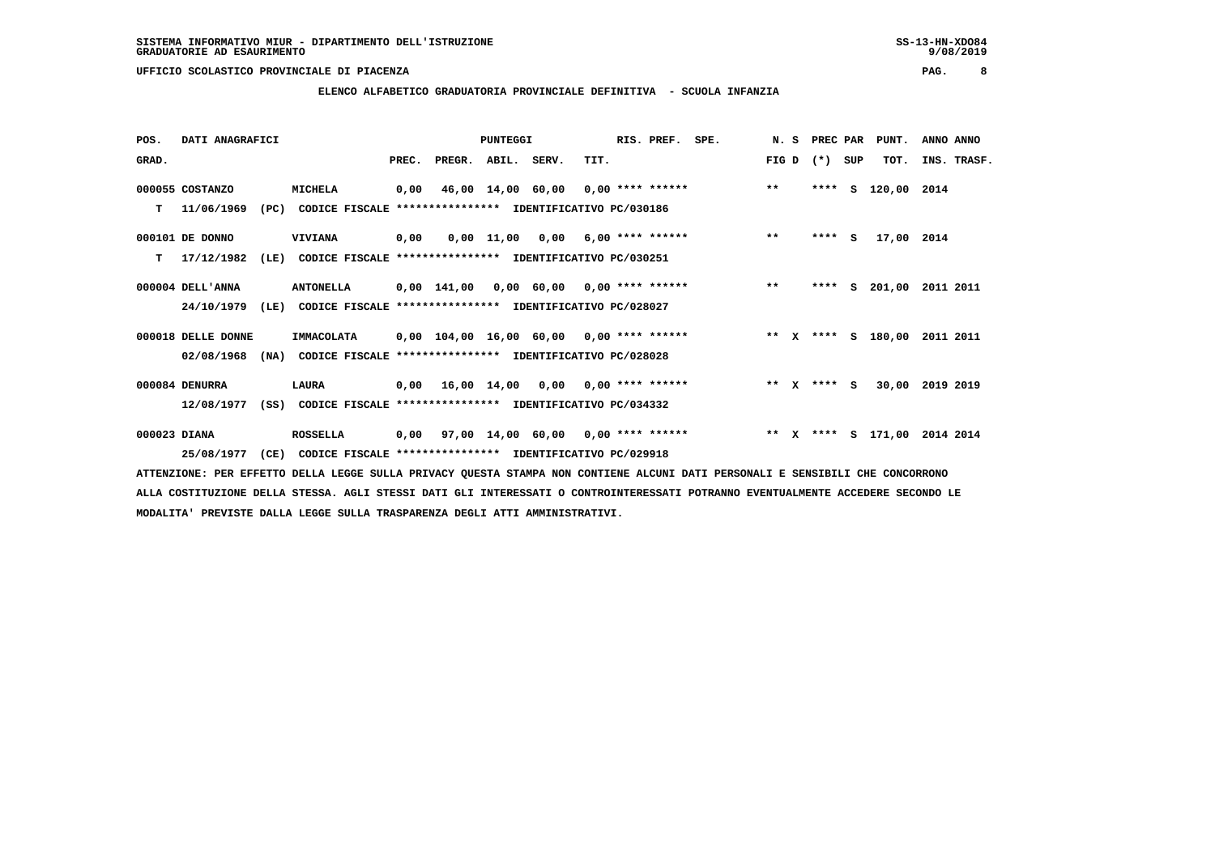## ELENCO ALFABETICO GRADUATORIA PROVINCIALE DEFINITIVA - SCUOLA INFANZIA

| POS. GRAD. | DATI ANAGRAFICI | | PREC. | PREGR. | ABIL. | SERV. | TIT. | RIS. PREF. | SPE. | N. S FIG D | PREC (*) | PAR SUP | PUNT. TOT. | ANNO INS. | ANNO TRASF. |
|---|---|---|---|---|---|---|---|---|---|---|---|---|---|---|---|
| 000055 | COSTANZO | MICHELA | 0,00 | 46,00 | 14,00 | 60,00 | 0,00 | **** ****** | | ** | **** | S | 120,00 | 2014 | |
| T | 11/06/1969 (PC) | CODICE FISCALE **************** IDENTIFICATIVO PC/030186 | | | | | | | | | | | | | |
| 000101 | DE DONNO | VIVIANA | 0,00 | 0,00 | 11,00 | 0,00 | 6,00 | **** ****** | | ** | **** | S | 17,00 | 2014 | |
| T | 17/12/1982 (LE) | CODICE FISCALE **************** IDENTIFICATIVO PC/030251 | | | | | | | | | | | | | |
| 000004 | DELL'ANNA | ANTONELLA | 0,00 | 141,00 | 0,00 | 60,00 | 0,00 | **** ****** | | ** | **** | S | 201,00 | 2011 | 2011 |
| | 24/10/1979 (LE) | CODICE FISCALE **************** IDENTIFICATIVO PC/028027 | | | | | | | | | | | | | |
| 000018 | DELLE DONNE | IMMACOLATA | 0,00 | 104,00 | 16,00 | 60,00 | 0,00 | **** ****** | | ** X | **** | S | 180,00 | 2011 | 2011 |
| | 02/08/1968 (NA) | CODICE FISCALE **************** IDENTIFICATIVO PC/028028 | | | | | | | | | | | | | |
| 000084 | DENURRA | LAURA | 0,00 | 16,00 | 14,00 | 0,00 | 0,00 | **** ****** | | ** X | **** | S | 30,00 | 2019 | 2019 |
| | 12/08/1977 (SS) | CODICE FISCALE **************** IDENTIFICATIVO PC/034332 | | | | | | | | | | | | | |
| 000023 | DIANA | ROSSELLA | 0,00 | 97,00 | 14,00 | 60,00 | 0,00 | **** ****** | | ** X | **** | S | 171,00 | 2014 | 2014 |
| | 25/08/1977 (CE) | CODICE FISCALE **************** IDENTIFICATIVO PC/029918 | | | | | | | | | | | | | |

ATTENZIONE: PER EFFETTO DELLA LEGGE SULLA PRIVACY QUESTA STAMPA NON CONTIENE ALCUNI DATI PERSONALI E SENSIBILI CHE CONCORRONO ALLA COSTITUZIONE DELLA STESSA. AGLI STESSI DATI GLI INTERESSATI O CONTROINTERESSATI POTRANNO EVENTUALMENTE ACCEDERE SECONDO LE MODALITA' PREVISTE DALLA LEGGE SULLA TRASPARENZA DEGLI ATTI AMMINISTRATIVI.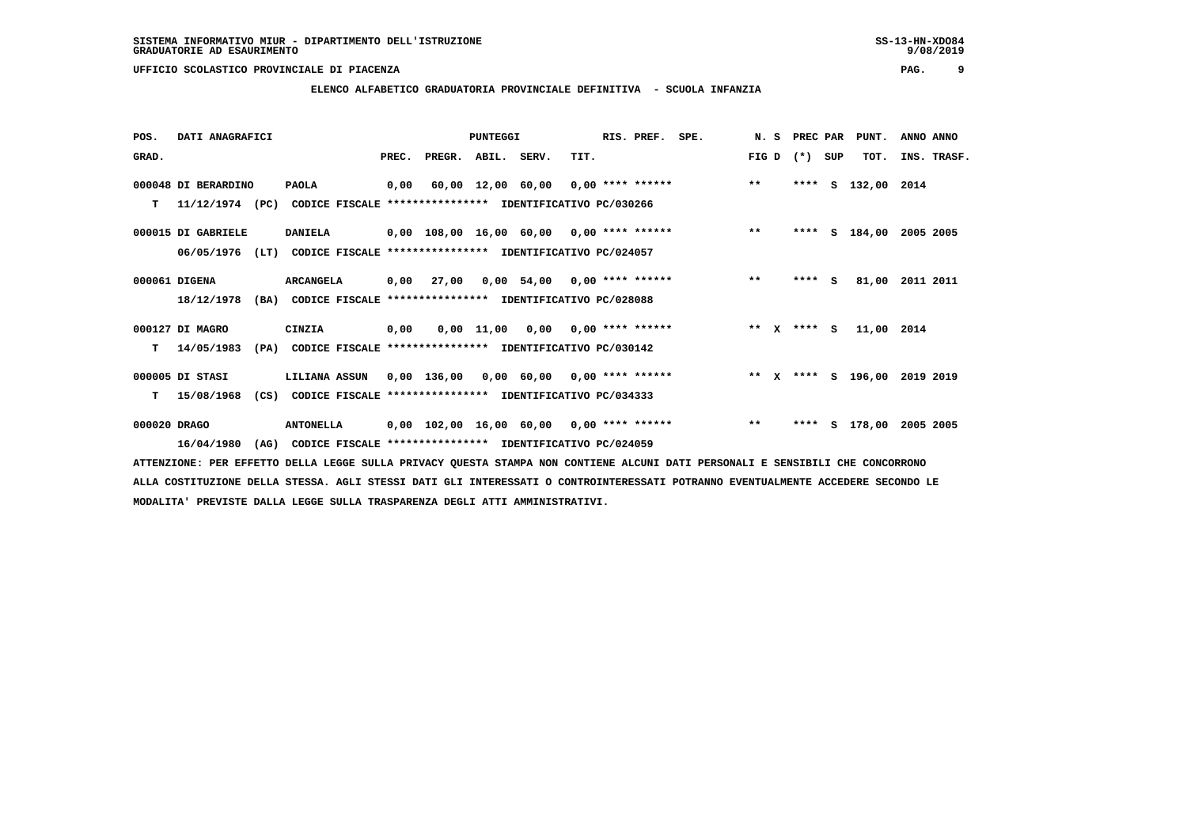SISTEMA INFORMATIVO MIUR - DIPARTIMENTO DELL'ISTRUZIONE
GRADUATORIE AD ESAURIMENTO

UFFICIO SCOLASTICO PROVINCIALE DI PIACENZA

## ELENCO ALFABETICO GRADUATORIA PROVINCIALE DEFINITIVA - SCUOLA INFANZIA

| POS. GRAD. | DATI ANAGRAFICI | | PREC. | PREGR. | ABIL. | SERV. | TIT. | RIS. PREF. | SPE. | N. S FIG D | PREC PAR (*) SUP | PUNT. TOT. | ANNO ANNO INS. TRASF. |
|---|---|---|---|---|---|---|---|---|---|---|---|---|---|
| 000048 | DI BERARDINO | PAOLA | 0,00 | 60,00 | 12,00 | 60,00 | 0,00 | **** ****** | | ** | **** S | 132,00 | 2014 |
| T | 11/12/1974 (PC) | CODICE FISCALE **************** IDENTIFICATIVO PC/030266 | | | | | | | | | | | |
| 000015 | DI GABRIELE | DANIELA | 0,00 | 108,00 | 16,00 | 60,00 | 0,00 | **** ****** | | ** | **** S | 184,00 | 2005 2005 |
| | 06/05/1976 (LT) | CODICE FISCALE **************** IDENTIFICATIVO PC/024057 | | | | | | | | | | | |
| 000061 | DIGENA | ARCANGELA | 0,00 | 27,00 | 0,00 | 54,00 | 0,00 | **** ****** | | ** | **** S | 81,00 | 2011 2011 |
| | 18/12/1978 (BA) | CODICE FISCALE **************** IDENTIFICATIVO PC/028088 | | | | | | | | | | | |
| 000127 | DI MAGRO | CINZIA | 0,00 | 0,00 | 11,00 | 0,00 | 0,00 | **** ****** | | ** X | **** S | 11,00 | 2014 |
| T | 14/05/1983 (PA) | CODICE FISCALE **************** IDENTIFICATIVO PC/030142 | | | | | | | | | | | |
| 000005 | DI STASI | LILIANA ASSUN | 0,00 | 136,00 | 0,00 | 60,00 | 0,00 | **** ****** | | ** X | **** S | 196,00 | 2019 2019 |
| T | 15/08/1968 (CS) | CODICE FISCALE **************** IDENTIFICATIVO PC/034333 | | | | | | | | | | | |
| 000020 | DRAGO | ANTONELLA | 0,00 | 102,00 | 16,00 | 60,00 | 0,00 | **** ****** | | ** | **** S | 178,00 | 2005 2005 |
| | 16/04/1980 (AG) | CODICE FISCALE **************** IDENTIFICATIVO PC/024059 | | | | | | | | | | | |

ATTENZIONE: PER EFFETTO DELLA LEGGE SULLA PRIVACY QUESTA STAMPA NON CONTIENE ALCUNI DATI PERSONALI E SENSIBILI CHE CONCORRONO ALLA COSTITUZIONE DELLA STESSA. AGLI STESSI DATI GLI INTERESSATI O CONTROINTERESSATI POTRANNO EVENTUALMENTE ACCEDERE SECONDO LE MODALITA' PREVISTE DALLA LEGGE SULLA TRASPARENZA DEGLI ATTI AMMINISTRATIVI.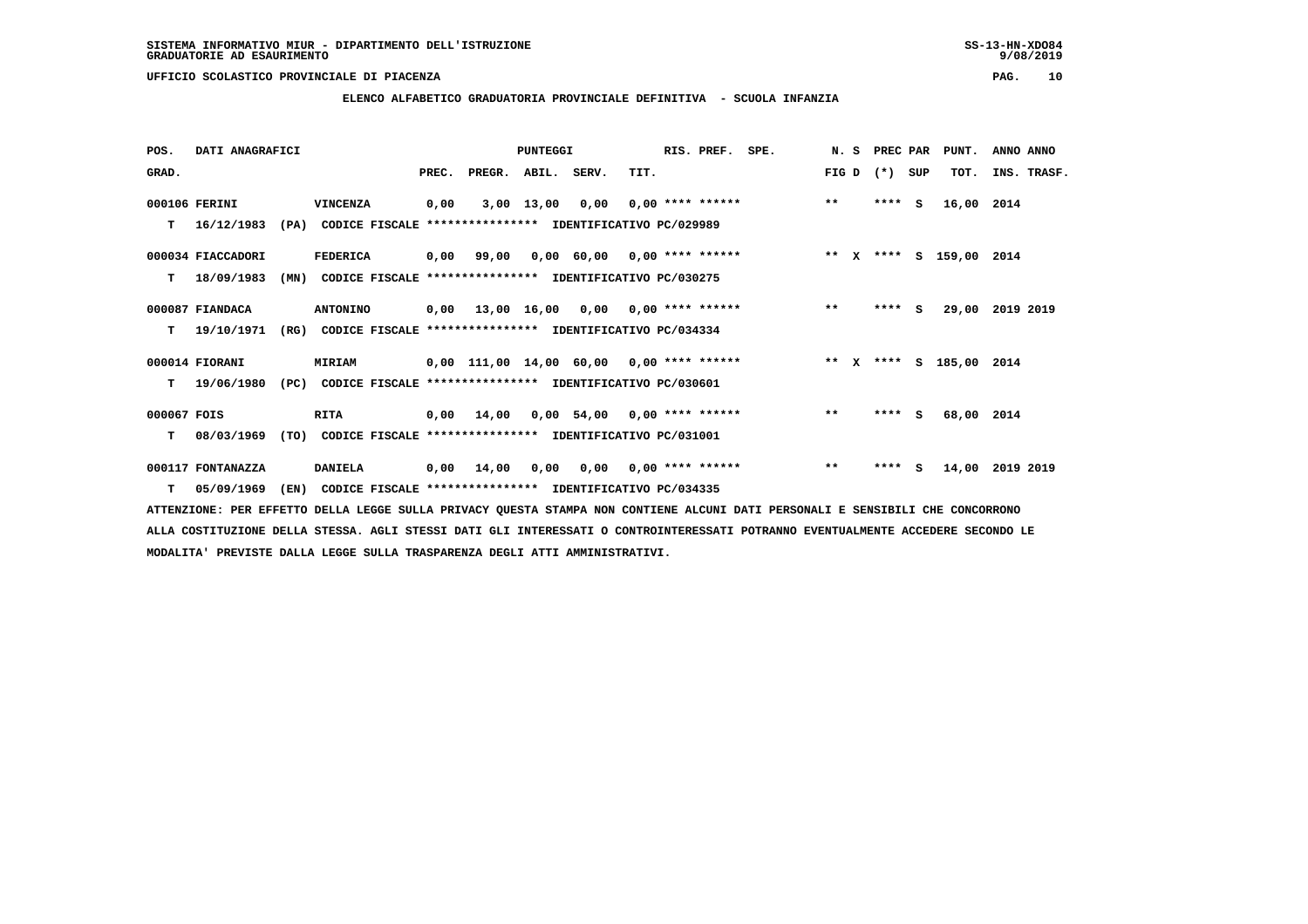SISTEMA INFORMATIVO MIUR - DIPARTIMENTO DELL'ISTRUZIONE
GRADUATORIE AD ESAURIMENTO

UFFICIO SCOLASTICO PROVINCIALE DI PIACENZA

## ELENCO ALFABETICO GRADUATORIA PROVINCIALE DEFINITIVA - SCUOLA INFANZIA

| POS. GRAD. | DATI ANAGRAFICI | | PREC. | PREGR. | ABIL. | SERV. | TIT. | RIS. PREF. | SPE. | N. S FIG D | PREC PAR (*) SUP | PUNT. TOT. | ANNO ANNO INS. TRASF. |
|---|---|---|---|---|---|---|---|---|---|---|---|---|---|
| 000106 | FERINI | VINCENZA | 0,00 | 3,00 | 13,00 | 0,00 | 0,00 | **** ****** | | ** | **** S | 16,00 | 2014 |
| T | 16/12/1983 (PA) | CODICE FISCALE **************** IDENTIFICATIVO PC/029989 | | | | | | | | | | | |
| 000034 | FIACCADORI | FEDERICA | 0,00 | 99,00 | 0,00 | 60,00 | 0,00 | **** ****** | | ** X | **** S | 159,00 | 2014 |
| T | 18/09/1983 (MN) | CODICE FISCALE **************** IDENTIFICATIVO PC/030275 | | | | | | | | | | | |
| 000087 | FIANDACA | ANTONINO | 0,00 | 13,00 | 16,00 | 0,00 | 0,00 | **** ****** | | ** | **** S | 29,00 | 2019 2019 |
| T | 19/10/1971 (RG) | CODICE FISCALE **************** IDENTIFICATIVO PC/034334 | | | | | | | | | | | |
| 000014 | FIORANI | MIRIAM | 0,00 | 111,00 | 14,00 | 60,00 | 0,00 | **** ****** | | ** X | **** S | 185,00 | 2014 |
| T | 19/06/1980 (PC) | CODICE FISCALE **************** IDENTIFICATIVO PC/030601 | | | | | | | | | | | |
| 000067 | FOIS | RITA | 0,00 | 14,00 | 0,00 | 54,00 | 0,00 | **** ****** | | ** | **** S | 68,00 | 2014 |
| T | 08/03/1969 (TO) | CODICE FISCALE **************** IDENTIFICATIVO PC/031001 | | | | | | | | | | | |
| 000117 | FONTANAZZA | DANIELA | 0,00 | 14,00 | 0,00 | 0,00 | 0,00 | **** ****** | | ** | **** S | 14,00 | 2019 2019 |
| T | 05/09/1969 (EN) | CODICE FISCALE **************** IDENTIFICATIVO PC/034335 | | | | | | | | | | | |

ATTENZIONE: PER EFFETTO DELLA LEGGE SULLA PRIVACY QUESTA STAMPA NON CONTIENE ALCUNI DATI PERSONALI E SENSIBILI CHE CONCORRONO ALLA COSTITUZIONE DELLA STESSA. AGLI STESSI DATI GLI INTERESSATI O CONTROINTERESSATI POTRANNO EVENTUALMENTE ACCEDERE SECONDO LE MODALITA' PREVISTE DALLA LEGGE SULLA TRASPARENZA DEGLI ATTI AMMINISTRATIVI.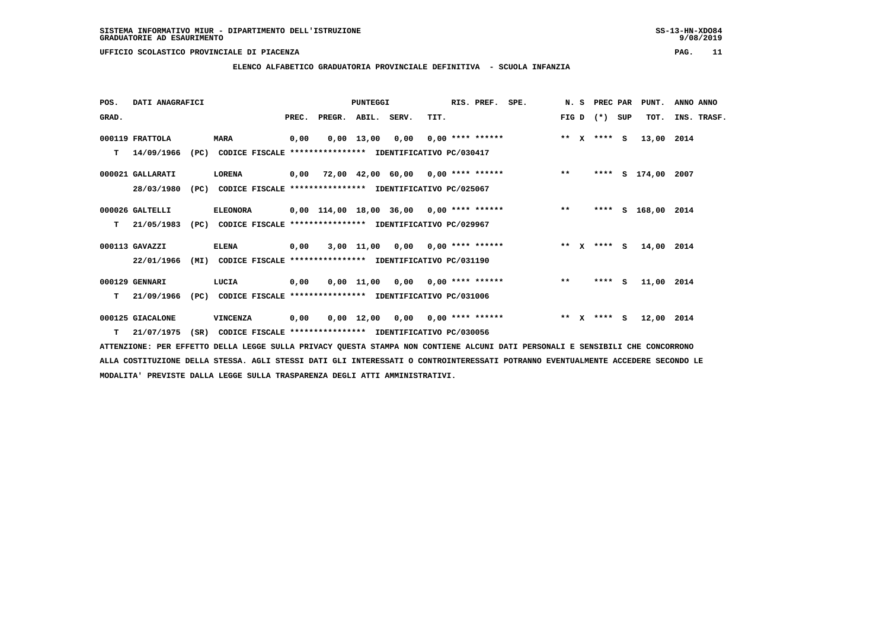SISTEMA INFORMATIVO MIUR - DIPARTIMENTO DELL'ISTRUZIONE
GRADUATORIE AD ESAURIMENTO

UFFICIO SCOLASTICO PROVINCIALE DI PIACENZA

**ELENCO ALFABETICO GRADUATORIA PROVINCIALE DEFINITIVA - SCUOLA INFANZIA**

| POS. GRAD. | DATI ANAGRAFICI | | | PREC. | PREGR. | ABIL. | SERV. | TIT. | RIS. PREF. | SPE. | N. S FIG D | PREC PAR (*) SUP | PUNT. TOT. | ANNO INS. | ANNO TRASF. |
|---|---|---|---|---|---|---|---|---|---|---|---|---|---|---|---|
| 000119 | FRATTOLA | MARA | | 0,00 | 0,00 | 13,00 | 0,00 | 0,00 | **** ****** | | ** X | **** S | 13,00 | 2014 | |
| T | 14/09/1966 | (PC) | CODICE FISCALE **************** IDENTIFICATIVO PC/030417 | | | | | | | | | | | | |
| 000021 | GALLARATI | LORENA | | 0,00 | 72,00 | 42,00 | 60,00 | 0,00 | **** ****** | | ** | **** S | 174,00 | 2007 | |
| | 28/03/1980 | (PC) | CODICE FISCALE **************** IDENTIFICATIVO PC/025067 | | | | | | | | | | | | |
| 000026 | GALTELLI | ELEONORA | | 0,00 | 114,00 | 18,00 | 36,00 | 0,00 | **** ****** | | ** | **** S | 168,00 | 2014 | |
| T | 21/05/1983 | (PC) | CODICE FISCALE **************** IDENTIFICATIVO PC/029967 | | | | | | | | | | | | |
| 000113 | GAVAZZI | ELENA | | 0,00 | 3,00 | 11,00 | 0,00 | 0,00 | **** ****** | | ** X | **** S | 14,00 | 2014 | |
| | 22/01/1966 | (MI) | CODICE FISCALE **************** IDENTIFICATIVO PC/031190 | | | | | | | | | | | | |
| 000129 | GENNARI | LUCIA | | 0,00 | 0,00 | 11,00 | 0,00 | 0,00 | **** ****** | | ** | **** S | 11,00 | 2014 | |
| T | 21/09/1966 | (PC) | CODICE FISCALE **************** IDENTIFICATIVO PC/031006 | | | | | | | | | | | | |
| 000125 | GIACALONE | VINCENZA | | 0,00 | 0,00 | 12,00 | 0,00 | 0,00 | **** ****** | | ** X | **** S | 12,00 | 2014 | |
| T | 21/07/1975 | (SR) | CODICE FISCALE **************** IDENTIFICATIVO PC/030056 | | | | | | | | | | | | |

ATTENZIONE: PER EFFETTO DELLA LEGGE SULLA PRIVACY QUESTA STAMPA NON CONTIENE ALCUNI DATI PERSONALI E SENSIBILI CHE CONCORRONO ALLA COSTITUZIONE DELLA STESSA. AGLI STESSI DATI GLI INTERESSATI O CONTROINTERESSATI POTRANNO EVENTUALMENTE ACCEDERE SECONDO LE MODALITA' PREVISTE DALLA LEGGE SULLA TRASPARENZA DEGLI ATTI AMMINISTRATIVI.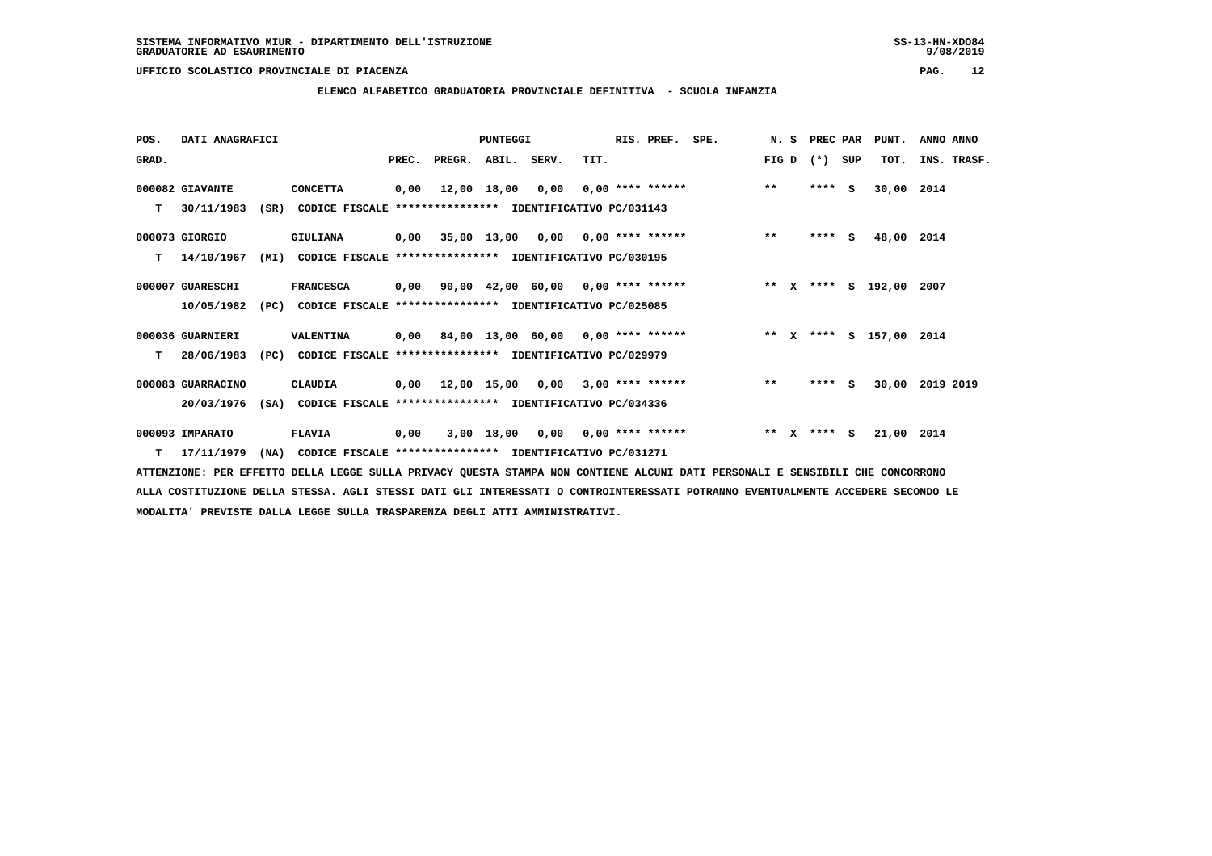SISTEMA INFORMATIVO MIUR - DIPARTIMENTO DELL'ISTRUZIONE
GRADUATORIE AD ESAURIMENTO

UFFICIO SCOLASTICO PROVINCIALE DI PIACENZA

## ELENCO ALFABETICO GRADUATORIA PROVINCIALE DEFINITIVA - SCUOLA INFANZIA

| POS. GRAD. | DATI ANAGRAFICI | | | PREC. | PREGR. | ABIL. | SERV. | TIT. | RIS. PREF. | SPE. | N. S FIG D | PREC PAR (*) SUP | PUNT. TOT. | ANNO ANNO INS. TRASF. |
|---|---|---|---|---|---|---|---|---|---|---|---|---|---|---|
| 000082 | GIAVANTE | CONCETTA | | 0,00 | 12,00 | 18,00 | 0,00 | 0,00 | **** ****** | | ** | **** S | 30,00 | 2014 |
| T | 30/11/1983 (SR) | CODICE FISCALE **************** | IDENTIFICATIVO PC/031143 | | | | | | | | | | | |
| 000073 | GIORGIO | GIULIANA | | 0,00 | 35,00 | 13,00 | 0,00 | 0,00 | **** ****** | | ** | **** S | 48,00 | 2014 |
| T | 14/10/1967 (MI) | CODICE FISCALE **************** | IDENTIFICATIVO PC/030195 | | | | | | | | | | | |
| 000007 | GUARESCHI | FRANCESCA | | 0,00 | 90,00 | 42,00 | 60,00 | 0,00 | **** ****** | | ** X | **** S | 192,00 | 2007 |
| | 10/05/1982 (PC) | CODICE FISCALE **************** | IDENTIFICATIVO PC/025085 | | | | | | | | | | | |
| 000036 | GUARNIERI | VALENTINA | | 0,00 | 84,00 | 13,00 | 60,00 | 0,00 | **** ****** | | ** X | **** S | 157,00 | 2014 |
| T | 28/06/1983 (PC) | CODICE FISCALE **************** | IDENTIFICATIVO PC/029979 | | | | | | | | | | | |
| 000083 | GUARRACINO | CLAUDIA | | 0,00 | 12,00 | 15,00 | 0,00 | 3,00 | **** ****** | | ** | **** S | 30,00 | 2019 2019 |
| | 20/03/1976 (SA) | CODICE FISCALE **************** | IDENTIFICATIVO PC/034336 | | | | | | | | | | | |
| 000093 | IMPARATO | FLAVIA | | 0,00 | 3,00 | 18,00 | 0,00 | 0,00 | **** ****** | | ** X | **** S | 21,00 | 2014 |
| T | 17/11/1979 (NA) | CODICE FISCALE **************** | IDENTIFICATIVO PC/031271 | | | | | | | | | | | |

ATTENZIONE: PER EFFETTO DELLA LEGGE SULLA PRIVACY QUESTA STAMPA NON CONTIENE ALCUNI DATI PERSONALI E SENSIBILI CHE CONCORRONO ALLA COSTITUZIONE DELLA STESSA. AGLI STESSI DATI GLI INTERESSATI O CONTROINTERESSATI POTRANNO EVENTUALMENTE ACCEDERE SECONDO LE MODALITA' PREVISTE DALLA LEGGE SULLA TRASPARENZA DEGLI ATTI AMMINISTRATIVI.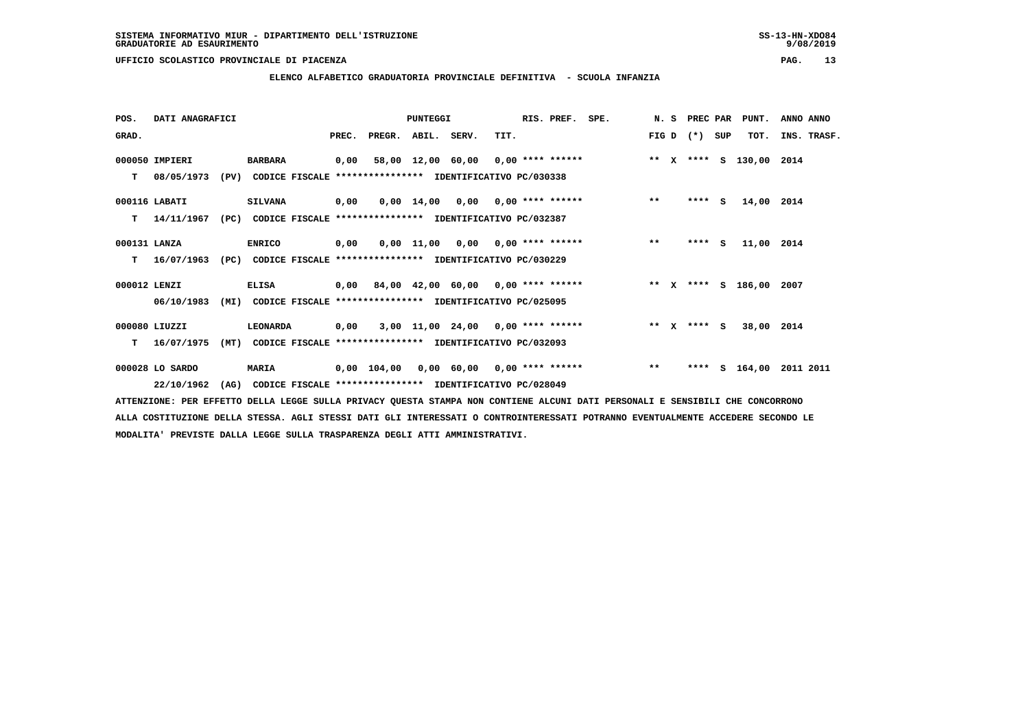SISTEMA INFORMATIVO MIUR - DIPARTIMENTO DELL'ISTRUZIONE
GRADUATORIE AD ESAURIMENTO

UFFICIO SCOLASTICO PROVINCIALE DI PIACENZA

## ELENCO ALFABETICO GRADUATORIA PROVINCIALE DEFINITIVA - SCUOLA INFANZIA

| POS. GRAD. | DATI ANAGRAFICI | | PREC. | PREGR. | ABIL. | SERV. | TIT. | RIS. PREF. | SPE. | N. S FIG D | PREC PAR (*) | SUP | PUNT. TOT. | ANNO INS. | ANNO TRASF. |
|---|---|---|---|---|---|---|---|---|---|---|---|---|---|---|---|
| 000050 | IMPIERI | BARBARA | 0,00 | 58,00 | 12,00 | 60,00 | 0,00 | **** ****** | | ** X | **** | S | 130,00 | 2014 | |
| T | 08/05/1973 (PV) | CODICE FISCALE **************** IDENTIFICATIVO PC/030338 | | | | | | | | | | | | | |
| 000116 | LABATI | SILVANA | 0,00 | 0,00 | 14,00 | 0,00 | 0,00 | **** ****** | | ** | **** | S | 14,00 | 2014 | |
| T | 14/11/1967 (PC) | CODICE FISCALE **************** IDENTIFICATIVO PC/032387 | | | | | | | | | | | | | |
| 000131 | LANZA | ENRICO | 0,00 | 0,00 | 11,00 | 0,00 | 0,00 | **** ****** | | ** | **** | S | 11,00 | 2014 | |
| T | 16/07/1963 (PC) | CODICE FISCALE **************** IDENTIFICATIVO PC/030229 | | | | | | | | | | | | | |
| 000012 | LENZI | ELISA | 0,00 | 84,00 | 42,00 | 60,00 | 0,00 | **** ****** | | ** X | **** | S | 186,00 | 2007 | |
| | 06/10/1983 (MI) | CODICE FISCALE **************** IDENTIFICATIVO PC/025095 | | | | | | | | | | | | | |
| 000080 | LIUZZI | LEONARDA | 0,00 | 3,00 | 11,00 | 24,00 | 0,00 | **** ****** | | ** X | **** | S | 38,00 | 2014 | |
| T | 16/07/1975 (MT) | CODICE FISCALE **************** IDENTIFICATIVO PC/032093 | | | | | | | | | | | | | |
| 000028 | LO SARDO | MARIA | 0,00 | 104,00 | 0,00 | 60,00 | 0,00 | **** ****** | | ** | **** | S | 164,00 | 2011 | 2011 |
| | 22/10/1962 (AG) | CODICE FISCALE **************** IDENTIFICATIVO PC/028049 | | | | | | | | | | | | | |

ATTENZIONE: PER EFFETTO DELLA LEGGE SULLA PRIVACY QUESTA STAMPA NON CONTIENE ALCUNI DATI PERSONALI E SENSIBILI CHE CONCORRONO ALLA COSTITUZIONE DELLA STESSA. AGLI STESSI DATI GLI INTERESSATI O CONTROINTERESSATI POTRANNO EVENTUALMENTE ACCEDERE SECONDO LE MODALITA' PREVISTE DALLA LEGGE SULLA TRASPARENZA DEGLI ATTI AMMINISTRATIVI.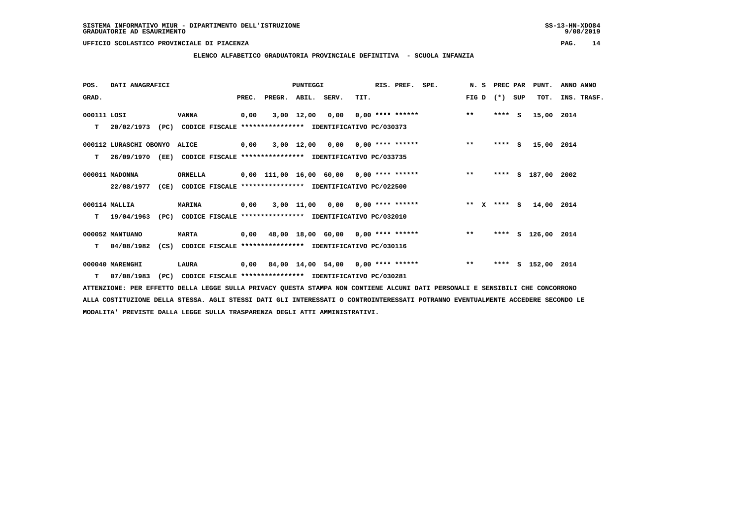SISTEMA INFORMATIVO MIUR - DIPARTIMENTO DELL'ISTRUZIONE
GRADUATORIE AD ESAURIMENTO

UFFICIO SCOLASTICO PROVINCIALE DI PIACENZA

## ELENCO ALFABETICO GRADUATORIA PROVINCIALE DEFINITIVA - SCUOLA INFANZIA

| POS. GRAD. | DATI ANAGRAFICI | | PREC. | PREGR. | ABIL. | SERV. | TIT. | RIS. PREF. | SPE. | N. S FIG D | PREC PAR (*) SUP | PUNT. TOT. | ANNO INS. | ANNO TRASF. |
|---|---|---|---|---|---|---|---|---|---|---|---|---|---|---|
| 000111 | LOSI | VANNA | 0,00 | 3,00 | 12,00 | 0,00 | 0,00 | **** ****** | | ** | **** S | 15,00 | 2014 | |
| T | 20/02/1973 (PC) CODICE FISCALE **************** IDENTIFICATIVO PC/030373 | | | | | | | | | | | | | |
| 000112 | LURASCHI OBONYO | ALICE | 0,00 | 3,00 | 12,00 | 0,00 | 0,00 | **** ****** | | ** | **** S | 15,00 | 2014 | |
| T | 26/09/1970 (EE) CODICE FISCALE **************** IDENTIFICATIVO PC/033735 | | | | | | | | | | | | | |
| 000011 | MADONNA | ORNELLA | 0,00 | 111,00 | 16,00 | 60,00 | 0,00 | **** ****** | | ** | **** S | 187,00 | 2002 | |
| | 22/08/1977 (CE) CODICE FISCALE **************** IDENTIFICATIVO PC/022500 | | | | | | | | | | | | | |
| 000114 | MALLIA | MARINA | 0,00 | 3,00 | 11,00 | 0,00 | 0,00 | **** ****** | | ** X | **** S | 14,00 | 2014 | |
| T | 19/04/1963 (PC) CODICE FISCALE **************** IDENTIFICATIVO PC/032010 | | | | | | | | | | | | | |
| 000052 | MANTUANO | MARTA | 0,00 | 48,00 | 18,00 | 60,00 | 0,00 | **** ****** | | ** | **** S | 126,00 | 2014 | |
| T | 04/08/1982 (CS) CODICE FISCALE **************** IDENTIFICATIVO PC/030116 | | | | | | | | | | | | | |
| 000040 | MARENGHI | LAURA | 0,00 | 84,00 | 14,00 | 54,00 | 0,00 | **** ****** | | ** | **** S | 152,00 | 2014 | |
| T | 07/08/1983 (PC) CODICE FISCALE **************** IDENTIFICATIVO PC/030281 | | | | | | | | | | | | | |

ATTENZIONE: PER EFFETTO DELLA LEGGE SULLA PRIVACY QUESTA STAMPA NON CONTIENE ALCUNI DATI PERSONALI E SENSIBILI CHE CONCORRONO ALLA COSTITUZIONE DELLA STESSA. AGLI STESSI DATI GLI INTERESSATI O CONTROINTERESSATI POTRANNO EVENTUALMENTE ACCEDERE SECONDO LE MODALITA' PREVISTE DALLA LEGGE SULLA TRASPARENZA DEGLI ATTI AMMINISTRATIVI.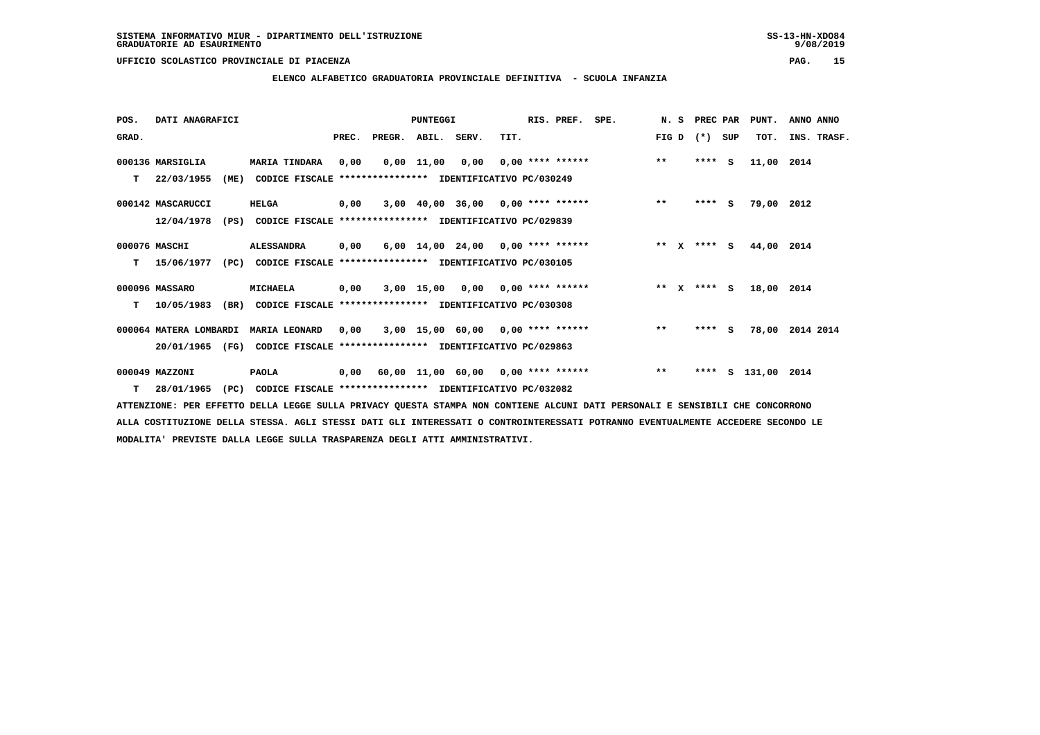SISTEMA INFORMATIVO MIUR - DIPARTIMENTO DELL'ISTRUZIONE
GRADUATORIE AD ESAURIMENTO

UFFICIO SCOLASTICO PROVINCIALE DI PIACENZA

## ELENCO ALFABETICO GRADUATORIA PROVINCIALE DEFINITIVA - SCUOLA INFANZIA

| POS. GRAD. | DATI ANAGRAFICI | | PREC. | PREGR. | ABIL. | SERV. | TIT. | RIS. PREF. | SPE. | N. S FIG D | PREC PAR (*) SUP | PUNT. TOT. | ANNO ANNO INS. TRASF. |
|---|---|---|---|---|---|---|---|---|---|---|---|---|---|
| 000136 | MARSIGLIA | MARIA TINDARA | 0,00 | 0,00 | 11,00 | 0,00 | 0,00 | **** ****** | | ** | **** S | 11,00 | 2014 |
| T | 22/03/1955 (ME) | CODICE FISCALE **************** IDENTIFICATIVO PC/030249 | | | | | | | | | | | |
| 000142 | MASCARUCCI | HELGA | 0,00 | 3,00 | 40,00 | 36,00 | 0,00 | **** ****** | | ** | **** S | 79,00 | 2012 |
| | 12/04/1978 (PS) | CODICE FISCALE **************** IDENTIFICATIVO PC/029839 | | | | | | | | | | | |
| 000076 | MASCHI | ALESSANDRA | 0,00 | 6,00 | 14,00 | 24,00 | 0,00 | **** ****** | | ** X | **** S | 44,00 | 2014 |
| T | 15/06/1977 (PC) | CODICE FISCALE **************** IDENTIFICATIVO PC/030105 | | | | | | | | | | | |
| 000096 | MASSARO | MICHAELA | 0,00 | 3,00 | 15,00 | 0,00 | 0,00 | **** ****** | | ** X | **** S | 18,00 | 2014 |
| T | 10/05/1983 (BR) | CODICE FISCALE **************** IDENTIFICATIVO PC/030308 | | | | | | | | | | | |
| 000064 | MATERA LOMBARDI | MARIA LEONARD | 0,00 | 3,00 | 15,00 | 60,00 | 0,00 | **** ****** | | ** | **** S | 78,00 | 2014 2014 |
| | 20/01/1965 (FG) | CODICE FISCALE **************** IDENTIFICATIVO PC/029863 | | | | | | | | | | | |
| 000049 | MAZZONI | PAOLA | 0,00 | 60,00 | 11,00 | 60,00 | 0,00 | **** ****** | | ** | **** S | 131,00 | 2014 |
| T | 28/01/1965 (PC) | CODICE FISCALE **************** IDENTIFICATIVO PC/032082 | | | | | | | | | | | |

ATTENZIONE: PER EFFETTO DELLA LEGGE SULLA PRIVACY QUESTA STAMPA NON CONTIENE ALCUNI DATI PERSONALI E SENSIBILI CHE CONCORRONO ALLA COSTITUZIONE DELLA STESSA. AGLI STESSI DATI GLI INTERESSATI O CONTROINTERESSATI POTRANNO EVENTUALMENTE ACCEDERE SECONDO LE MODALITA' PREVISTE DALLA LEGGE SULLA TRASPARENZA DEGLI ATTI AMMINISTRATIVI.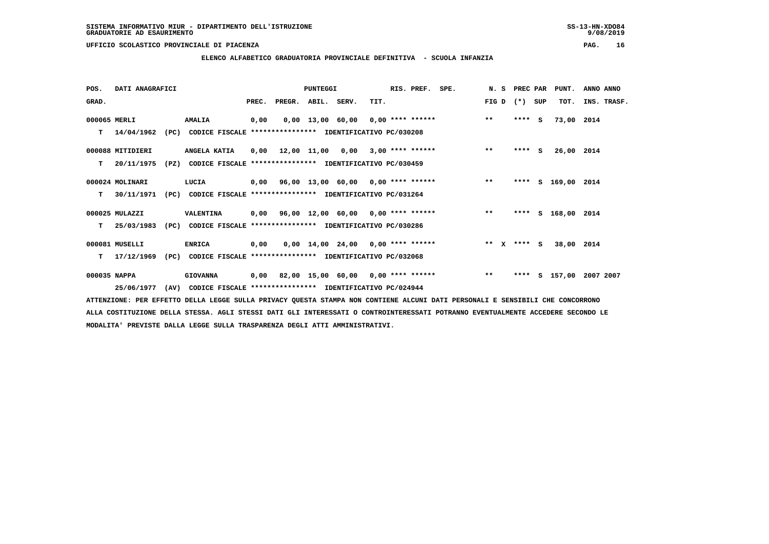SISTEMA INFORMATIVO MIUR - DIPARTIMENTO DELL'ISTRUZIONE
GRADUATORIE AD ESAURIMENTO

UFFICIO SCOLASTICO PROVINCIALE DI PIACENZA

## ELENCO ALFABETICO GRADUATORIA PROVINCIALE DEFINITIVA - SCUOLA INFANZIA

| POS. GRAD. | DATI ANAGRAFICI | | PREC. | PREGR. | ABIL. | SERV. | TIT. | RIS. PREF. | SPE. | N. S FIG D | PREC PAR (*) SUP | PUNT. TOT. | ANNO ANNO INS. TRASF. |
|---|---|---|---|---|---|---|---|---|---|---|---|---|---|
| 000065 | MERLI | AMALIA | 0,00 | 0,00 | 13,00 | 60,00 | 0,00 | **** ****** | | ** | **** S | 73,00 | 2014 |
| T | 14/04/1962 (PC) | CODICE FISCALE **************** IDENTIFICATIVO PC/030208 | | | | | | | | | | | |
| 000088 | MITIDIERI | ANGELA KATIA | 0,00 | 12,00 | 11,00 | 0,00 | 3,00 | **** ****** | | ** | **** S | 26,00 | 2014 |
| T | 20/11/1975 (PZ) | CODICE FISCALE **************** IDENTIFICATIVO PC/030459 | | | | | | | | | | | |
| 000024 | MOLINARI | LUCIA | 0,00 | 96,00 | 13,00 | 60,00 | 0,00 | **** ****** | | ** | **** S | 169,00 | 2014 |
| T | 30/11/1971 (PC) | CODICE FISCALE **************** IDENTIFICATIVO PC/031264 | | | | | | | | | | | |
| 000025 | MULAZZI | VALENTINA | 0,00 | 96,00 | 12,00 | 60,00 | 0,00 | **** ****** | | ** | **** S | 168,00 | 2014 |
| T | 25/03/1983 (PC) | CODICE FISCALE **************** IDENTIFICATIVO PC/030286 | | | | | | | | | | | |
| 000081 | MUSELLI | ENRICA | 0,00 | 0,00 | 14,00 | 24,00 | 0,00 | **** ****** | | ** X | **** S | 38,00 | 2014 |
| T | 17/12/1969 (PC) | CODICE FISCALE **************** IDENTIFICATIVO PC/032068 | | | | | | | | | | | |
| 000035 | NAPPA | GIOVANNA | 0,00 | 82,00 | 15,00 | 60,00 | 0,00 | **** ****** | | ** | **** S | 157,00 | 2007 2007 |
| | 25/06/1977 (AV) | CODICE FISCALE **************** IDENTIFICATIVO PC/024944 | | | | | | | | | | | |

ATTENZIONE: PER EFFETTO DELLA LEGGE SULLA PRIVACY QUESTA STAMPA NON CONTIENE ALCUNI DATI PERSONALI E SENSIBILI CHE CONCORRONO ALLA COSTITUZIONE DELLA STESSA. AGLI STESSI DATI GLI INTERESSATI O CONTROINTERESSATI POTRANNO EVENTUALMENTE ACCEDERE SECONDO LE MODALITA' PREVISTE DALLA LEGGE SULLA TRASPARENZA DEGLI ATTI AMMINISTRATIVI.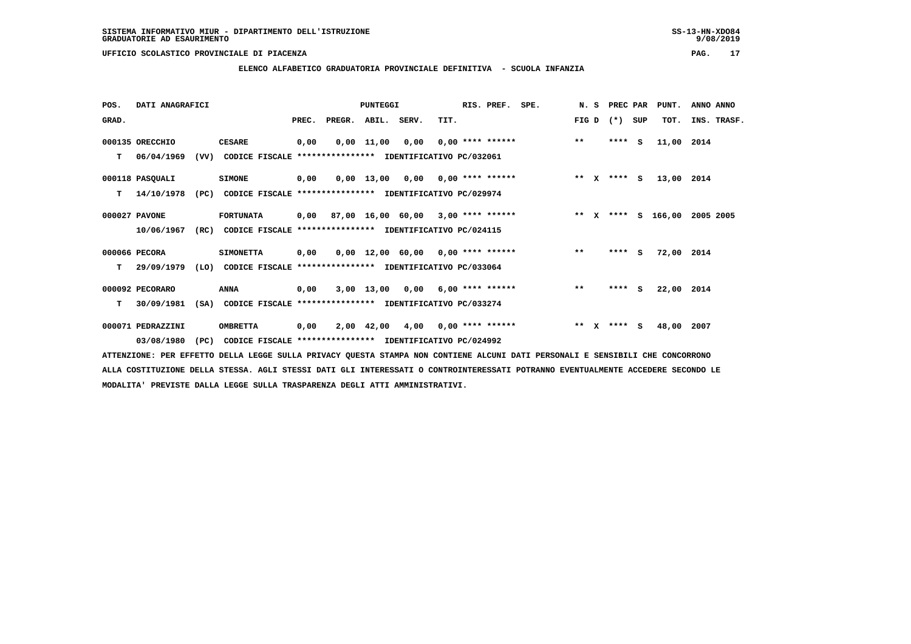SISTEMA INFORMATIVO MIUR - DIPARTIMENTO DELL'ISTRUZIONE
GRADUATORIE AD ESAURIMENTO

UFFICIO SCOLASTICO PROVINCIALE DI PIACENZA

## ELENCO ALFABETICO GRADUATORIA PROVINCIALE DEFINITIVA - SCUOLA INFANZIA

| POS. GRAD. | DATI ANAGRAFICI | | PREC. | PREGR. | ABIL. | SERV. | TIT. | RIS. PREF. | SPE. | N. S FIG D | PREC PAR (*) SUP | PUNT. TOT. | ANNO ANNO INS. TRASF. |
|---|---|---|---|---|---|---|---|---|---|---|---|---|---|
| 000135 | ORECCHIO | CESARE | 0,00 | 0,00 | 11,00 | 0,00 | 0,00 | **** ****** | | ** | **** S | 11,00 | 2014 |
| T | 06/04/1969 (VV) | CODICE FISCALE **************** IDENTIFICATIVO PC/032061 | | | | | | | | | | | |
| 000118 | PASQUALI | SIMONE | 0,00 | 0,00 | 13,00 | 0,00 | 0,00 | **** ****** | | ** X | **** S | 13,00 | 2014 |
| T | 14/10/1978 (PC) | CODICE FISCALE **************** IDENTIFICATIVO PC/029974 | | | | | | | | | | | |
| 000027 | PAVONE | FORTUNATA | 0,00 | 87,00 | 16,00 | 60,00 | 3,00 | **** ****** | | ** X | **** S | 166,00 | 2005 2005 |
| | 10/06/1967 (RC) | CODICE FISCALE **************** IDENTIFICATIVO PC/024115 | | | | | | | | | | | |
| 000066 | PECORA | SIMONETTA | 0,00 | 0,00 | 12,00 | 60,00 | 0,00 | **** ****** | | ** | **** S | 72,00 | 2014 |
| T | 29/09/1979 (LO) | CODICE FISCALE **************** IDENTIFICATIVO PC/033064 | | | | | | | | | | | |
| 000092 | PECORARO | ANNA | 0,00 | 3,00 | 13,00 | 0,00 | 6,00 | **** ****** | | ** | **** S | 22,00 | 2014 |
| T | 30/09/1981 (SA) | CODICE FISCALE **************** IDENTIFICATIVO PC/033274 | | | | | | | | | | | |
| 000071 | PEDRAZZINI | OMBRETTA | 0,00 | 2,00 | 42,00 | 4,00 | 0,00 | **** ****** | | ** X | **** S | 48,00 | 2007 |
| | 03/08/1980 (PC) | CODICE FISCALE **************** IDENTIFICATIVO PC/024992 | | | | | | | | | | | |

ATTENZIONE: PER EFFETTO DELLA LEGGE SULLA PRIVACY QUESTA STAMPA NON CONTIENE ALCUNI DATI PERSONALI E SENSIBILI CHE CONCORRONO ALLA COSTITUZIONE DELLA STESSA. AGLI STESSI DATI GLI INTERESSATI O CONTROINTERESSATI POTRANNO EVENTUALMENTE ACCEDERE SECONDO LE MODALITA' PREVISTE DALLA LEGGE SULLA TRASPARENZA DEGLI ATTI AMMINISTRATIVI.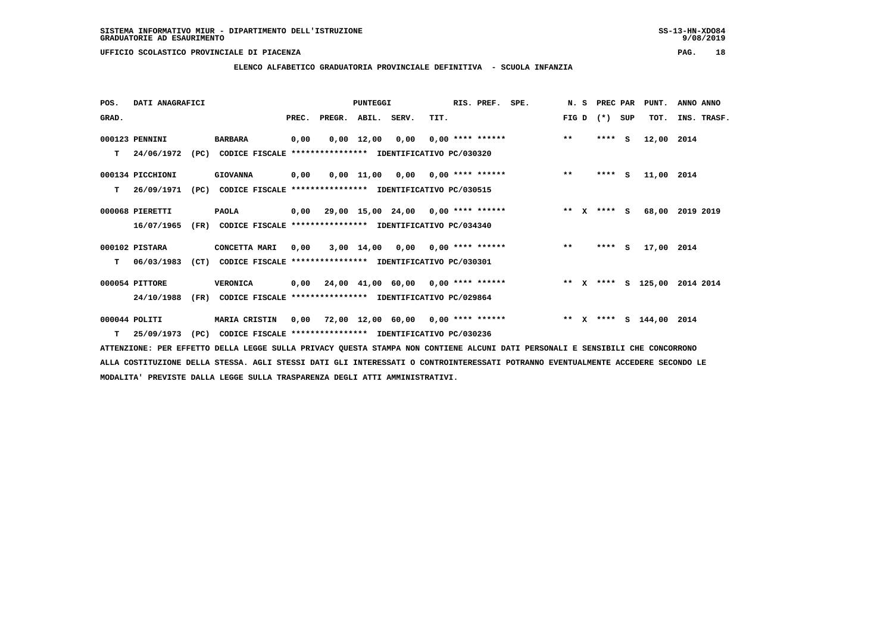SISTEMA INFORMATIVO MIUR - DIPARTIMENTO DELL'ISTRUZIONE
GRADUATORIE AD ESAURIMENTO

UFFICIO SCOLASTICO PROVINCIALE DI PIACENZA

## ELENCO ALFABETICO GRADUATORIA PROVINCIALE DEFINITIVA - SCUOLA INFANZIA

| POS. GRAD. | DATI ANAGRAFICI | | PUNTEGGI PREC. | PREGR. | ABIL. | SERV. | TIT. | RIS. PREF. | SPE. | N. S FIG D | PREC PAR (*) | SUP | PUNT. TOT. | ANNO ANNO INS. TRASF. |
|---|---|---|---|---|---|---|---|---|---|---|---|---|---|---|
| 000123 | PENNINI | BARBARA | 0,00 | 0,00 | 12,00 | 0,00 | 0,00 | **** ****** | | ** | **** | S | 12,00 | 2014 |
| T | 24/06/1972 (PC) | CODICE FISCALE **************** IDENTIFICATIVO PC/030320 | | | | | | | | | | | | |
| 000134 | PICCHIONI | GIOVANNA | 0,00 | 0,00 | 11,00 | 0,00 | 0,00 | **** ****** | | ** | **** | S | 11,00 | 2014 |
| T | 26/09/1971 (PC) | CODICE FISCALE **************** IDENTIFICATIVO PC/030515 | | | | | | | | | | | | |
| 000068 | PIERETTI | PAOLA | 0,00 | 29,00 | 15,00 | 24,00 | 0,00 | **** ****** | | ** X | **** | S | 68,00 | 2019 2019 |
| | 16/07/1965 (FR) | CODICE FISCALE **************** IDENTIFICATIVO PC/034340 | | | | | | | | | | | | |
| 000102 | PISTARA | CONCETTA MARI | 0,00 | 3,00 | 14,00 | 0,00 | 0,00 | **** ****** | | ** | **** | S | 17,00 | 2014 |
| T | 06/03/1983 (CT) | CODICE FISCALE **************** IDENTIFICATIVO PC/030301 | | | | | | | | | | | | |
| 000054 | PITTORE | VERONICA | 0,00 | 24,00 | 41,00 | 60,00 | 0,00 | **** ****** | | ** X | **** | S | 125,00 | 2014 2014 |
| | 24/10/1988 (FR) | CODICE FISCALE **************** IDENTIFICATIVO PC/029864 | | | | | | | | | | | | |
| 000044 | POLITI | MARIA CRISTIN | 0,00 | 72,00 | 12,00 | 60,00 | 0,00 | **** ****** | | ** X | **** | S | 144,00 | 2014 |
| T | 25/09/1973 (PC) | CODICE FISCALE **************** IDENTIFICATIVO PC/030236 | | | | | | | | | | | | |

ATTENZIONE: PER EFFETTO DELLA LEGGE SULLA PRIVACY QUESTA STAMPA NON CONTIENE ALCUNI DATI PERSONALI E SENSIBILI CHE CONCORRONO ALLA COSTITUZIONE DELLA STESSA. AGLI STESSI DATI GLI INTERESSATI O CONTROINTERESSATI POTRANNO EVENTUALMENTE ACCEDERE SECONDO LE MODALITA' PREVISTE DALLA LEGGE SULLA TRASPARENZA DEGLI ATTI AMMINISTRATIVI.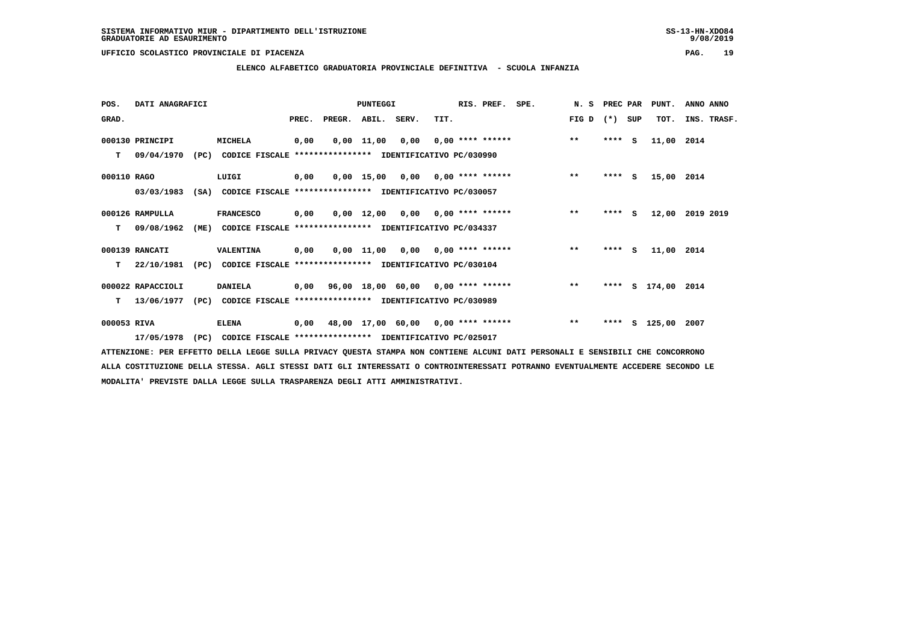SISTEMA INFORMATIVO MIUR - DIPARTIMENTO DELL'ISTRUZIONE
GRADUATORIE AD ESAURIMENTO

UFFICIO SCOLASTICO PROVINCIALE DI PIACENZA

ELENCO ALFABETICO GRADUATORIA PROVINCIALE DEFINITIVA - SCUOLA INFANZIA

| POS. | DATI ANAGRAFICI | | | PUNTEGGI | | | | RIS. PREF. SPE. | N. S | PREC PAR | | PUNT. | ANNO ANNO |
|---|---|---|---|---|---|---|---|---|---|---|---|---|---|
| GRAD. | | | | PREC. | PREGR. | ABIL. | SERV. | TIT. | FIG D | (*) | SUP | TOT. | INS. TRASF. |
| 000130 | PRINCIPI | | MICHELA | 0,00 | 0,00 | 11,00 | 0,00 | 0,00 **** ****** | ** | **** | S | 11,00 | 2014 |
| T | 09/04/1970 | (PC) | CODICE FISCALE **************** IDENTIFICATIVO PC/030990 | | | | | | | | | | |
| 000110 | RAGO | | LUIGI | 0,00 | 0,00 | 15,00 | 0,00 | 0,00 **** ****** | ** | **** | S | 15,00 | 2014 |
| | 03/03/1983 | (SA) | CODICE FISCALE **************** IDENTIFICATIVO PC/030057 | | | | | | | | | | |
| 000126 | RAMPULLA | | FRANCESCO | 0,00 | 0,00 | 12,00 | 0,00 | 0,00 **** ****** | ** | **** | S | 12,00 | 2019 2019 |
| T | 09/08/1962 | (ME) | CODICE FISCALE **************** IDENTIFICATIVO PC/034337 | | | | | | | | | | |
| 000139 | RANCATI | | VALENTINA | 0,00 | 0,00 | 11,00 | 0,00 | 0,00 **** ****** | ** | **** | S | 11,00 | 2014 |
| T | 22/10/1981 | (PC) | CODICE FISCALE **************** IDENTIFICATIVO PC/030104 | | | | | | | | | | |
| 000022 | RAPACCIOLI | | DANIELA | 0,00 | 96,00 | 18,00 | 60,00 | 0,00 **** ****** | ** | **** | S | 174,00 | 2014 |
| T | 13/06/1977 | (PC) | CODICE FISCALE **************** IDENTIFICATIVO PC/030989 | | | | | | | | | | |
| 000053 | RIVA | | ELENA | 0,00 | 48,00 | 17,00 | 60,00 | 0,00 **** ****** | ** | **** | S | 125,00 | 2007 |
| | 17/05/1978 | (PC) | CODICE FISCALE **************** IDENTIFICATIVO PC/025017 | | | | | | | | | | |

ATTENZIONE: PER EFFETTO DELLA LEGGE SULLA PRIVACY QUESTA STAMPA NON CONTIENE ALCUNI DATI PERSONALI E SENSIBILI CHE CONCORRONO ALLA COSTITUZIONE DELLA STESSA. AGLI STESSI DATI GLI INTERESSATI O CONTROINTERESSATI POTRANNO EVENTUALMENTE ACCEDERE SECONDO LE MODALITA' PREVISTE DALLA LEGGE SULLA TRASPARENZA DEGLI ATTI AMMINISTRATIVI.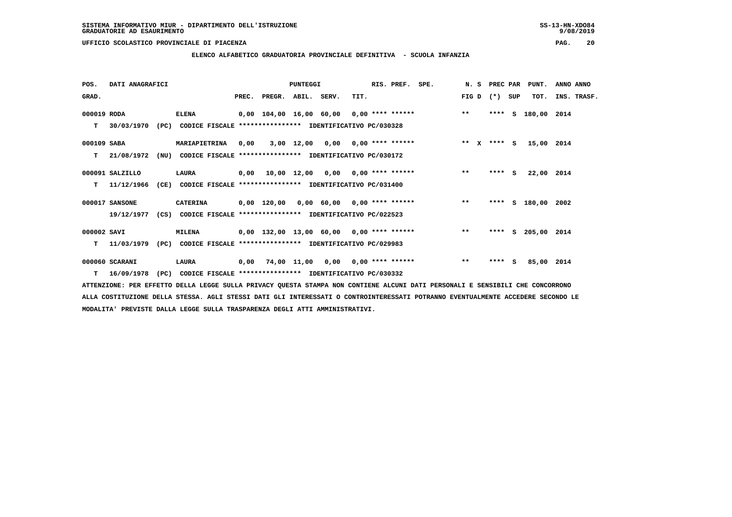SISTEMA INFORMATIVO MIUR - DIPARTIMENTO DELL'ISTRUZIONE
GRADUATORIE AD ESAURIMENTO

UFFICIO SCOLASTICO PROVINCIALE DI PIACENZA

## ELENCO ALFABETICO GRADUATORIA PROVINCIALE DEFINITIVA - SCUOLA INFANZIA

| POS. GRAD. | DATI ANAGRAFICI | | PREC. | PREGR. | ABIL. | SERV. | TIT. | RIS. PREF. | SPE. | N. S FIG D | PREC PAR (*) SUP | PUNT. TOT. | ANNO INS. | ANNO TRASF. |
|---|---|---|---|---|---|---|---|---|---|---|---|---|---|---|
| 000019 | RODA | ELENA | 0,00 | 104,00 | 16,00 | 60,00 | 0,00 | **** ****** | | ** | **** S | 180,00 | 2014 | |
| T | 30/03/1970 (PC) | CODICE FISCALE **************** IDENTIFICATIVO PC/030328 | | | | | | | | | | | | |
| 000109 | SABA | MARIAPIETRINA | 0,00 | 3,00 | 12,00 | 0,00 | 0,00 | **** ****** | | ** X | **** S | 15,00 | 2014 | |
| T | 21/08/1972 (NU) | CODICE FISCALE **************** IDENTIFICATIVO PC/030172 | | | | | | | | | | | | |
| 000091 | SALZILLO | LAURA | 0,00 | 10,00 | 12,00 | 0,00 | 0,00 | **** ****** | | ** | **** S | 22,00 | 2014 | |
| T | 11/12/1966 (CE) | CODICE FISCALE **************** IDENTIFICATIVO PC/031400 | | | | | | | | | | | | |
| 000017 | SANSONE | CATERINA | 0,00 | 120,00 | 0,00 | 60,00 | 0,00 | **** ****** | | ** | **** S | 180,00 | 2002 | |
| | 19/12/1977 (CS) | CODICE FISCALE **************** IDENTIFICATIVO PC/022523 | | | | | | | | | | | | |
| 000002 | SAVI | MILENA | 0,00 | 132,00 | 13,00 | 60,00 | 0,00 | **** ****** | | ** | **** S | 205,00 | 2014 | |
| T | 11/03/1979 (PC) | CODICE FISCALE **************** IDENTIFICATIVO PC/029983 | | | | | | | | | | | | |
| 000060 | SCARANI | LAURA | 0,00 | 74,00 | 11,00 | 0,00 | 0,00 | **** ****** | | ** | **** S | 85,00 | 2014 | |
| T | 16/09/1978 (PC) | CODICE FISCALE **************** IDENTIFICATIVO PC/030332 | | | | | | | | | | | | |

ATTENZIONE: PER EFFETTO DELLA LEGGE SULLA PRIVACY QUESTA STAMPA NON CONTIENE ALCUNI DATI PERSONALI E SENSIBILI CHE CONCORRONO ALLA COSTITUZIONE DELLA STESSA. AGLI STESSI DATI GLI INTERESSATI O CONTROINTERESSATI POTRANNO EVENTUALMENTE ACCEDERE SECONDO LE MODALITA' PREVISTE DALLA LEGGE SULLA TRASPARENZA DEGLI ATTI AMMINISTRATIVI.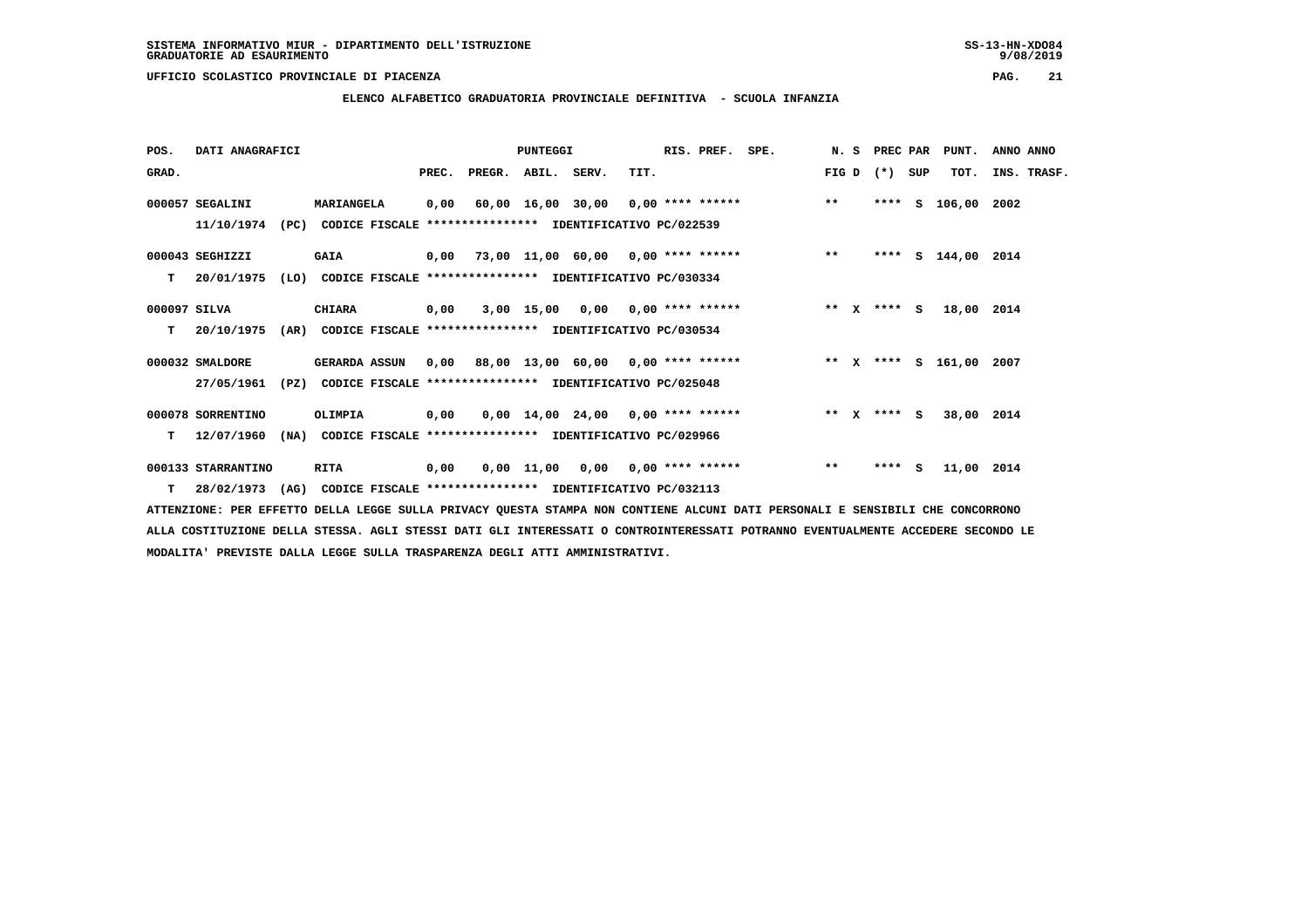SISTEMA INFORMATIVO MIUR - DIPARTIMENTO DELL'ISTRUZIONE
GRADUATORIE AD ESAURIMENTO

UFFICIO SCOLASTICO PROVINCIALE DI PIACENZA

**ELENCO ALFABETICO GRADUATORIA PROVINCIALE DEFINITIVA - SCUOLA INFANZIA**

| POS. GRAD. | DATI ANAGRAFICI | | PUNTEGGI PREC. | PREGR. | ABIL. | SERV. | TIT. | RIS. PREF. | SPE. | N. S FIG D | PREC (*) | PAR SUP | PUNT. TOT. | ANNO INS. | ANNO TRASF. |
|---|---|---|---|---|---|---|---|---|---|---|---|---|---|---|---|
| 000057 | SEGALINI | MARIANGELA | 0,00 | 60,00 | 16,00 | 30,00 | 0,00 | **** ****** | | ** | **** | S | 106,00 | 2002 | |
| | 11/10/1974 (PC) | CODICE FISCALE **************** IDENTIFICATIVO PC/022539 | | | | | | | | | | | | | |
| 000043 | SEGHIZZI | GAIA | 0,00 | 73,00 | 11,00 | 60,00 | 0,00 | **** ****** | | ** | **** | S | 144,00 | 2014 | |
| T | 20/01/1975 (LO) | CODICE FISCALE **************** IDENTIFICATIVO PC/030334 | | | | | | | | | | | | | |
| 000097 | SILVA | CHIARA | 0,00 | 3,00 | 15,00 | 0,00 | 0,00 | **** ****** | | ** X | **** | S | 18,00 | 2014 | |
| T | 20/10/1975 (AR) | CODICE FISCALE **************** IDENTIFICATIVO PC/030534 | | | | | | | | | | | | | |
| 000032 | SMALDORE | GERARDA ASSUN | 0,00 | 88,00 | 13,00 | 60,00 | 0,00 | **** ****** | | ** X | **** | S | 161,00 | 2007 | |
| | 27/05/1961 (PZ) | CODICE FISCALE **************** IDENTIFICATIVO PC/025048 | | | | | | | | | | | | | |
| 000078 | SORRENTINO | OLIMPIA | 0,00 | 0,00 | 14,00 | 24,00 | 0,00 | **** ****** | | ** X | **** | S | 38,00 | 2014 | |
| T | 12/07/1960 (NA) | CODICE FISCALE **************** IDENTIFICATIVO PC/029966 | | | | | | | | | | | | | |
| 000133 | STARRANTINO | RITA | 0,00 | 0,00 | 11,00 | 0,00 | 0,00 | **** ****** | | ** | **** | S | 11,00 | 2014 | |
| T | 28/02/1973 (AG) | CODICE FISCALE **************** IDENTIFICATIVO PC/032113 | | | | | | | | | | | | | |

ATTENZIONE: PER EFFETTO DELLA LEGGE SULLA PRIVACY QUESTA STAMPA NON CONTIENE ALCUNI DATI PERSONALI E SENSIBILI CHE CONCORRONO ALLA COSTITUZIONE DELLA STESSA. AGLI STESSI DATI GLI INTERESSATI O CONTROINTERESSATI POTRANNO EVENTUALMENTE ACCEDERE SECONDO LE MODALITA' PREVISTE DALLA LEGGE SULLA TRASPARENZA DEGLI ATTI AMMINISTRATIVI.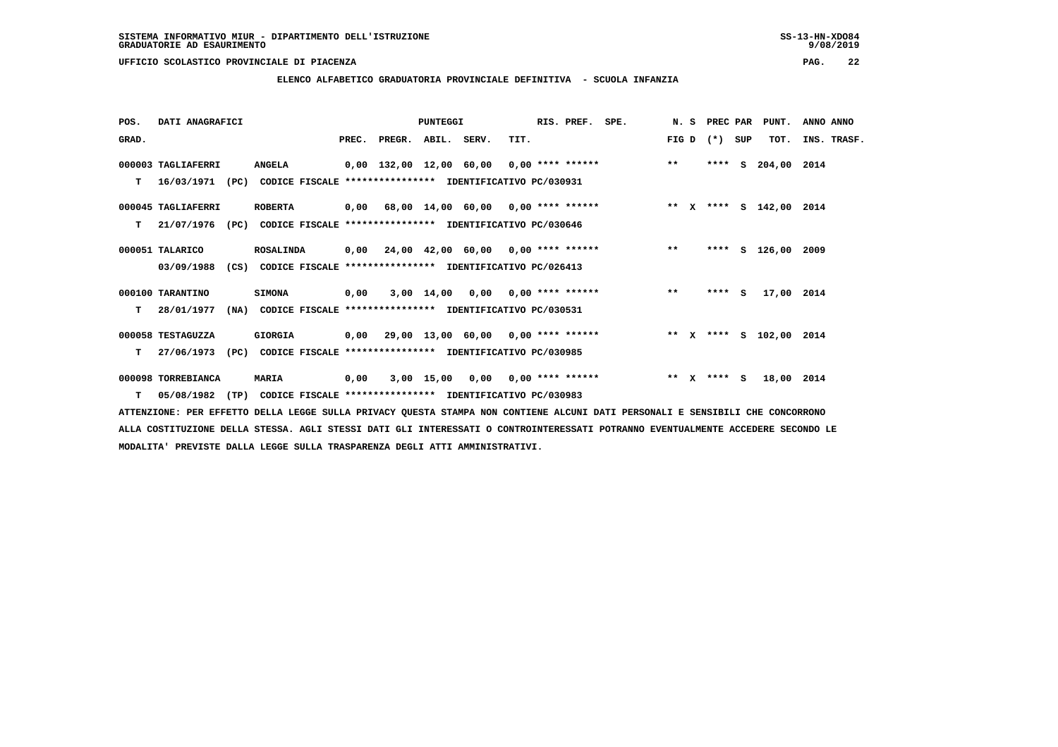SISTEMA INFORMATIVO MIUR - DIPARTIMENTO DELL'ISTRUZIONE
GRADUATORIE AD ESAURIMENTO

UFFICIO SCOLASTICO PROVINCIALE DI PIACENZA

## ELENCO ALFABETICO GRADUATORIA PROVINCIALE DEFINITIVA - SCUOLA INFANZIA

| POS. GRAD. | DATI ANAGRAFICI | | PREC. | PREGR. | ABIL. | SERV. | TIT. | RIS. PREF. | SPE. | N. S FIG D | PREC PAR (*) | SUP | PUNT. TOT. | ANNO INS. | ANNO TRASF. |
|---|---|---|---|---|---|---|---|---|---|---|---|---|---|---|---|
| 000003 | TAGLIAFERRI | ANGELA | 0,00 | 132,00 | 12,00 | 60,00 | 0,00 | **** ****** | | ** | **** | S | 204,00 | 2014 | |
| T | 16/03/1971 (PC) | CODICE FISCALE **************** IDENTIFICATIVO PC/030931 | | | | | | | | | | | | | |
| 000045 | TAGLIAFERRI | ROBERTA | 0,00 | 68,00 | 14,00 | 60,00 | 0,00 | **** ****** | | ** X | **** | S | 142,00 | 2014 | |
| T | 21/07/1976 (PC) | CODICE FISCALE **************** IDENTIFICATIVO PC/030646 | | | | | | | | | | | | | |
| 000051 | TALARICO | ROSALINDA | 0,00 | 24,00 | 42,00 | 60,00 | 0,00 | **** ****** | | ** | **** | S | 126,00 | 2009 | |
| | 03/09/1988 (CS) | CODICE FISCALE **************** IDENTIFICATIVO PC/026413 | | | | | | | | | | | | | |
| 000100 | TARANTINO | SIMONA | 0,00 | 3,00 | 14,00 | 0,00 | 0,00 | **** ****** | | ** | **** | S | 17,00 | 2014 | |
| T | 28/01/1977 (NA) | CODICE FISCALE **************** IDENTIFICATIVO PC/030531 | | | | | | | | | | | | | |
| 000058 | TESTAGUZZA | GIORGIA | 0,00 | 29,00 | 13,00 | 60,00 | 0,00 | **** ****** | | ** X | **** | S | 102,00 | 2014 | |
| T | 27/06/1973 (PC) | CODICE FISCALE **************** IDENTIFICATIVO PC/030985 | | | | | | | | | | | | | |
| 000098 | TORREBIANCA | MARIA | 0,00 | 3,00 | 15,00 | 0,00 | 0,00 | **** ****** | | ** X | **** | S | 18,00 | 2014 | |
| T | 05/08/1982 (TP) | CODICE FISCALE **************** IDENTIFICATIVO PC/030983 | | | | | | | | | | | | | |

ATTENZIONE: PER EFFETTO DELLA LEGGE SULLA PRIVACY QUESTA STAMPA NON CONTIENE ALCUNI DATI PERSONALI E SENSIBILI CHE CONCORRONO ALLA COSTITUZIONE DELLA STESSA. AGLI STESSI DATI GLI INTERESSATI O CONTROINTERESSATI POTRANNO EVENTUALMENTE ACCEDERE SECONDO LE MODALITA' PREVISTE DALLA LEGGE SULLA TRASPARENZA DEGLI ATTI AMMINISTRATIVI.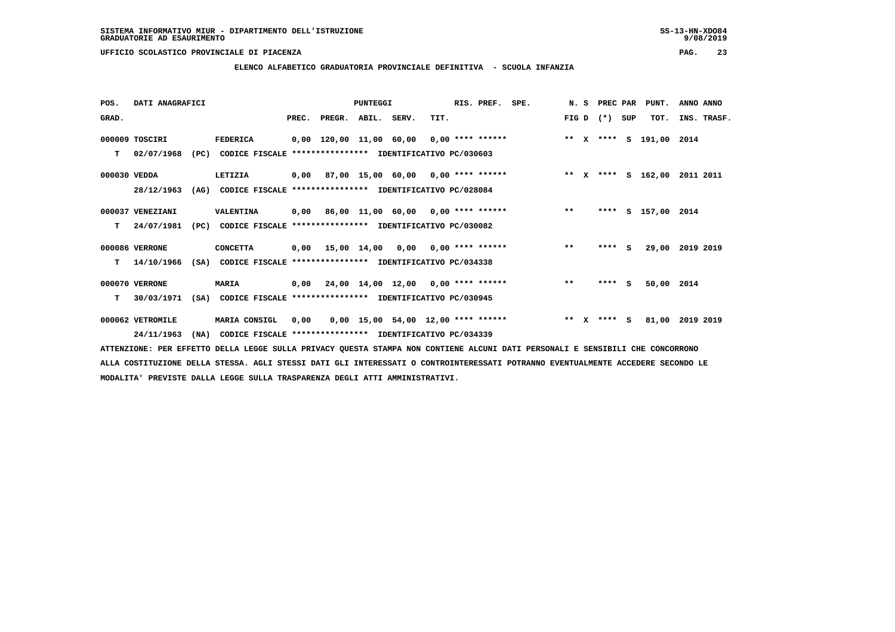SISTEMA INFORMATIVO MIUR - DIPARTIMENTO DELL'ISTRUZIONE
GRADUATORIE AD ESAURIMENTO

UFFICIO SCOLASTICO PROVINCIALE DI PIACENZA

ELENCO ALFABETICO GRADUATORIA PROVINCIALE DEFINITIVA - SCUOLA INFANZIA

| POS. GRAD. | DATI ANAGRAFICI | | PUNTEGGI PREC. | PREGR. | ABIL. | SERV. | TIT. | RIS. PREF. | SPE. | N. S FIG D | PREC PAR (*) | SUP | PUNT. TOT. | ANNO ANNO INS. TRASF. |
|---|---|---|---|---|---|---|---|---|---|---|---|---|---|---|
| 000009 | TOSCIRI | FEDERICA | 0,00 | 120,00 | 11,00 | 60,00 | 0,00 | **** ****** | | ** X | **** | S | 191,00 | 2014 |
| T | 02/07/1968 (PC) | CODICE FISCALE **************** IDENTIFICATIVO PC/030603 | | | | | | | | | | | | |
| 000030 | VEDDA | LETIZIA | 0,00 | 87,00 | 15,00 | 60,00 | 0,00 | **** ****** | | ** X | **** | S | 162,00 | 2011 2011 |
| | 28/12/1963 (AG) | CODICE FISCALE **************** IDENTIFICATIVO PC/028084 | | | | | | | | | | | | |
| 000037 | VENEZIANI | VALENTINA | 0,00 | 86,00 | 11,00 | 60,00 | 0,00 | **** ****** | | ** | **** | S | 157,00 | 2014 |
| T | 24/07/1981 (PC) | CODICE FISCALE **************** IDENTIFICATIVO PC/030082 | | | | | | | | | | | | |
| 000086 | VERRONE | CONCETTA | 0,00 | 15,00 | 14,00 | 0,00 | 0,00 | **** ****** | | ** | **** | S | 29,00 | 2019 2019 |
| T | 14/10/1966 (SA) | CODICE FISCALE **************** IDENTIFICATIVO PC/034338 | | | | | | | | | | | | |
| 000070 | VERRONE | MARIA | 0,00 | 24,00 | 14,00 | 12,00 | 0,00 | **** ****** | | ** | **** | S | 50,00 | 2014 |
| T | 30/03/1971 (SA) | CODICE FISCALE **************** IDENTIFICATIVO PC/030945 | | | | | | | | | | | | |
| 000062 | VETROMILE | MARIA CONSIGL | 0,00 | 0,00 | 15,00 | 54,00 | 12,00 | **** ****** | | ** X | **** | S | 81,00 | 2019 2019 |
| | 24/11/1963 (NA) | CODICE FISCALE **************** IDENTIFICATIVO PC/034339 | | | | | | | | | | | | |

ATTENZIONE: PER EFFETTO DELLA LEGGE SULLA PRIVACY QUESTA STAMPA NON CONTIENE ALCUNI DATI PERSONALI E SENSIBILI CHE CONCORRONO ALLA COSTITUZIONE DELLA STESSA. AGLI STESSI DATI GLI INTERESSATI O CONTROINTERESSATI POTRANNO EVENTUALMENTE ACCEDERE SECONDO LE MODALITA' PREVISTE DALLA LEGGE SULLA TRASPARENZA DEGLI ATTI AMMINISTRATIVI.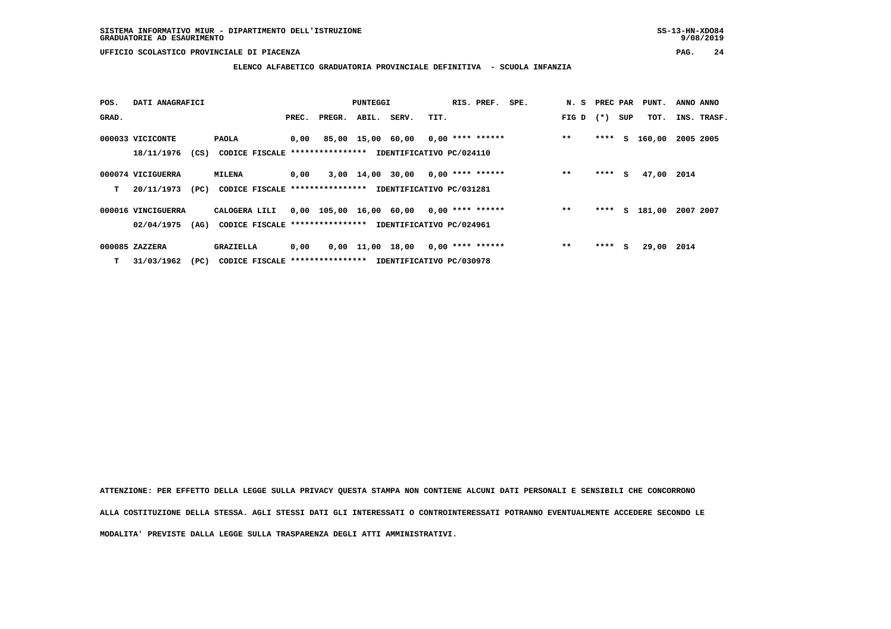SISTEMA INFORMATIVO MIUR - DIPARTIMENTO DELL'ISTRUZIONE
GRADUATORIE AD ESAURIMENTO

UFFICIO SCOLASTICO PROVINCIALE DI PIACENZA

**ELENCO ALFABETICO GRADUATORIA PROVINCIALE DEFINITIVA - SCUOLA INFANZIA**

| POS. | DATI ANAGRAFICI | | | PUNTEGGI | | | | | RIS. PREF. | SPE. | N. S | PREC PAR | | PUNT. | ANNO ANNO |
|---|---|---|---|---|---|---|---|---|---|---|---|---|---|---|---|
| GRAD. | | | | PREC. | PREGR. | ABIL. | SERV. | TIT. | | | FIG D | (*) | SUP | TOT. | INS. TRASF. |
| 000033 | VICICONTE | | PAOLA | 0,00 | 85,00 | 15,00 | 60,00 | 0,00 | **** ****** | | ** | **** | S | 160,00 | 2005 2005 |
| | 18/11/1976 | (CS) | CODICE FISCALE **************** | | | | IDENTIFICATIVO PC/024110 | | | | | | | | |
| 000074 | VICIGUERRA | | MILENA | 0,00 | 3,00 | 14,00 | 30,00 | 0,00 | **** ****** | | ** | **** | S | 47,00 | 2014 |
| T | 20/11/1973 | (PC) | CODICE FISCALE **************** | | | | IDENTIFICATIVO PC/031281 | | | | | | | | |
| 000016 | VINCIGUERRA | | CALOGERA LILI | 0,00 | 105,00 | 16,00 | 60,00 | 0,00 | **** ****** | | ** | **** | S | 181,00 | 2007 2007 |
| | 02/04/1975 | (AG) | CODICE FISCALE **************** | | | | IDENTIFICATIVO PC/024961 | | | | | | | | |
| 000085 | ZAZZERA | | GRAZIELLA | 0,00 | 0,00 | 11,00 | 18,00 | 0,00 | **** ****** | | ** | **** | S | 29,00 | 2014 |
| T | 31/03/1962 | (PC) | CODICE FISCALE **************** | | | | IDENTIFICATIVO PC/030978 | | | | | | | | |

ATTENZIONE: PER EFFETTO DELLA LEGGE SULLA PRIVACY QUESTA STAMPA NON CONTIENE ALCUNI DATI PERSONALI E SENSIBILI CHE CONCORRONO ALLA COSTITUZIONE DELLA STESSA. AGLI STESSI DATI GLI INTERESSATI O CONTROINTERESSATI POTRANNO EVENTUALMENTE ACCEDERE SECONDO LE MODALITA' PREVISTE DALLA LEGGE SULLA TRASPARENZA DEGLI ATTI AMMINISTRATIVI.